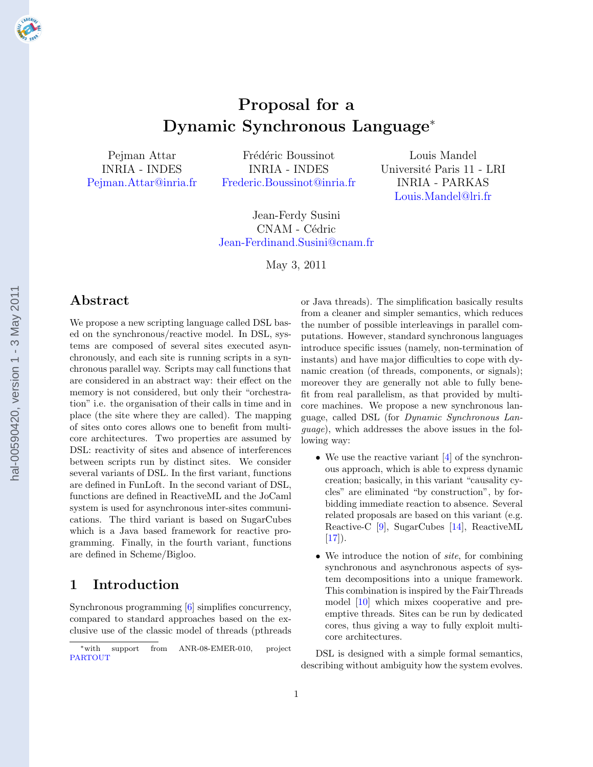# Proposal for a Dynamic Synchronous Language*

Pejman Attar
INRIA - INDES
Pejman.Attar@inria.fr

Frédéric Boussinot
INRIA - INDES
Frederic.Boussinot@inria.fr

Louis Mandel
Université Paris 11 - LRI
INRIA - PARKAS
Louis.Mandel@lri.fr

Jean-Ferdy Susini
CNAM - Cédric
Jean-Ferdinand.Susini@cnam.fr

May 3, 2011

## Abstract

We propose a new scripting language called DSL based on the synchronous/reactive model. In DSL, systems are composed of several sites executed asynchronously, and each site is running scripts in a synchronous parallel way. Scripts may call functions that are considered in an abstract way: their effect on the memory is not considered, but only their "orchestration" i.e. the organisation of their calls in time and in place (the site where they are called). The mapping of sites onto cores allows one to benefit from multicore architectures. Two properties are assumed by DSL: reactivity of sites and absence of interferences between scripts run by distinct sites. We consider several variants of DSL. In the first variant, functions are defined in FunLoft. In the second variant of DSL, functions are defined in ReactiveML and the JoCaml system is used for asynchronous inter-sites communications. The third variant is based on SugarCubes which is a Java based framework for reactive programming. Finally, in the fourth variant, functions are defined in Scheme/Bigloo.

## 1 Introduction

Synchronous programming [6] simplifies concurrency, compared to standard approaches based on the exclusive use of the classic model of threads (pthreads or Java threads). The simplification basically results from a cleaner and simpler semantics, which reduces the number of possible interleavings in parallel computations. However, standard synchronous languages introduce specific issues (namely, non-termination of instants) and have major difficulties to cope with dynamic creation (of threads, components, or signals); moreover they are generally not able to fully benefit from real parallelism, as that provided by multicore machines. We propose a new synchronous language, called DSL (for *Dynamic Synchronous Language*), which addresses the above issues in the following way:

- We use the reactive variant [4] of the synchronous approach, which is able to express dynamic creation; basically, in this variant "causality cycles" are eliminated "by construction", by forbidding immediate reaction to absence. Several related proposals are based on this variant (e.g. Reactive-C [9], SugarCubes [14], ReactiveML [17]).
- We introduce the notion of *site*, for combining synchronous and asynchronous aspects of system decompositions into a unique framework. This combination is inspired by the FairThreads model [10] which mixes cooperative and preemptive threads. Sites can be run by dedicated cores, thus giving a way to fully exploit multicore architectures.

DSL is designed with a simple formal semantics, describing without ambiguity how the system evolves.

*with support from ANR-08-EMER-010, project PARTOUT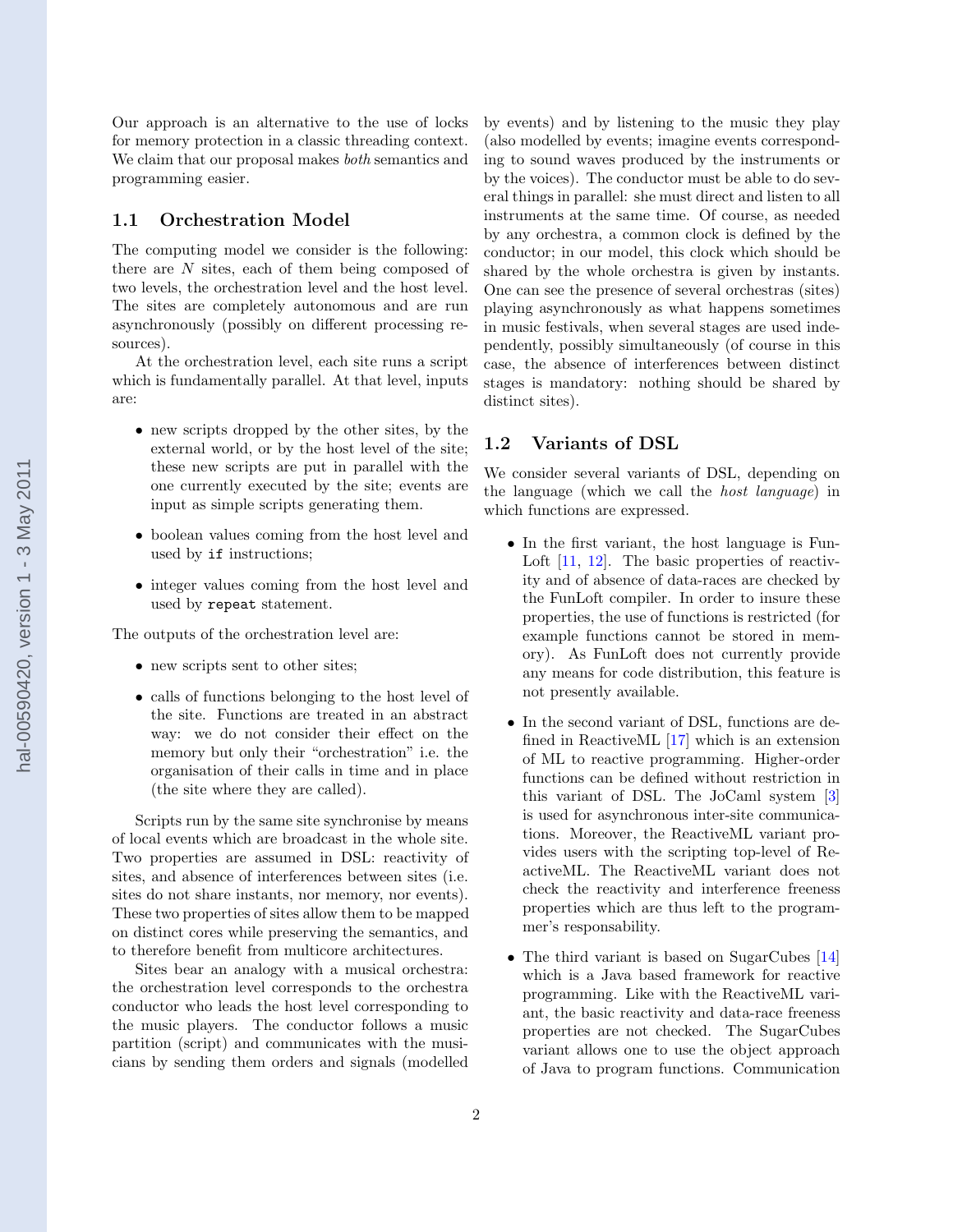Our approach is an alternative to the use of locks for memory protection in a classic threading context. We claim that our proposal makes *both* semantics and programming easier.

## 1.1 Orchestration Model

The computing model we consider is the following: there are $N$ sites, each of them being composed of two levels, the orchestration level and the host level. The sites are completely autonomous and are run asynchronously (possibly on different processing resources).

At the orchestration level, each site runs a script which is fundamentally parallel. At that level, inputs are:

- new scripts dropped by the other sites, by the external world, or by the host level of the site; these new scripts are put in parallel with the one currently executed by the site; events are input as simple scripts generating them.
- boolean values coming from the host level and used by `if` instructions;
- integer values coming from the host level and used by `repeat` statement.

The outputs of the orchestration level are:

- new scripts sent to other sites;
- calls of functions belonging to the host level of the site. Functions are treated in an abstract way: we do not consider their effect on the memory but only their "orchestration" i.e. the organisation of their calls in time and in place (the site where they are called).

Scripts run by the same site synchronise by means of local events which are broadcast in the whole site. Two properties are assumed in DSL: reactivity of sites, and absence of interferences between sites (i.e. sites do not share instants, nor memory, nor events). These two properties of sites allow them to be mapped on distinct cores while preserving the semantics, and to therefore benefit from multicore architectures.

Sites bear an analogy with a musical orchestra: the orchestration level corresponds to the orchestra conductor who leads the host level corresponding to the music players. The conductor follows a music partition (script) and communicates with the musicians by sending them orders and signals (modelled by events) and by listening to the music they play (also modelled by events; imagine events corresponding to sound waves produced by the instruments or by the voices). The conductor must be able to do several things in parallel: she must direct and listen to all instruments at the same time. Of course, as needed by any orchestra, a common clock is defined by the conductor; in our model, this clock which should be shared by the whole orchestra is given by instants. One can see the presence of several orchestras (sites) playing asynchronously as what happens sometimes in music festivals, when several stages are used independently, possibly simultaneously (of course in this case, the absence of interferences between distinct stages is mandatory: nothing should be shared by distinct sites).

## 1.2 Variants of DSL

We consider several variants of DSL, depending on the language (which we call the *host language*) in which functions are expressed.

- In the first variant, the host language is FunLoft [11, 12]. The basic properties of reactivity and of absence of data-races are checked by the FunLoft compiler. In order to insure these properties, the use of functions is restricted (for example functions cannot be stored in memory). As FunLoft does not currently provide any means for code distribution, this feature is not presently available.
- In the second variant of DSL, functions are defined in ReactiveML [17] which is an extension of ML to reactive programming. Higher-order functions can be defined without restriction in this variant of DSL. The JoCaml system [3] is used for asynchronous inter-site communications. Moreover, the ReactiveML variant provides users with the scripting top-level of ReactiveML. The ReactiveML variant does not check the reactivity and interference freeness properties which are thus left to the programmer's responsability.
- The third variant is based on SugarCubes [14] which is a Java based framework for reactive programming. Like with the ReactiveML variant, the basic reactivity and data-race freeness properties are not checked. The SugarCubes variant allows one to use the object approach of Java to program functions. Communication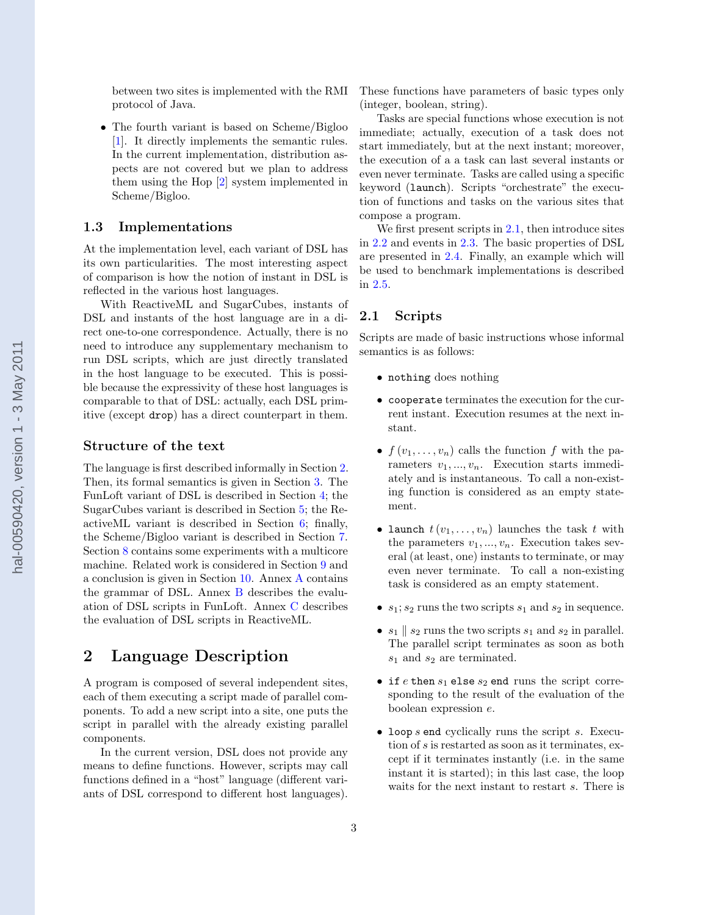between two sites is implemented with the RMI protocol of Java.

- The fourth variant is based on Scheme/Bigloo [1]. It directly implements the semantic rules. In the current implementation, distribution aspects are not covered but we plan to address them using the Hop [2] system implemented in Scheme/Bigloo.

### 1.3 Implementations

At the implementation level, each variant of DSL has its own particularities. The most interesting aspect of comparison is how the notion of instant in DSL is reflected in the various host languages.

With ReactiveML and SugarCubes, instants of DSL and instants of the host language are in a direct one-to-one correspondence. Actually, there is no need to introduce any supplementary mechanism to run DSL scripts, which are just directly translated in the host language to be executed. This is possible because the expressivity of these host languages is comparable to that of DSL: actually, each DSL primitive (except `drop`) has a direct counterpart in them.

### Structure of the text

The language is first described informally in Section 2. Then, its formal semantics is given in Section 3. The FunLoft variant of DSL is described in Section 4; the SugarCubes variant is described in Section 5; the ReactiveML variant is described in Section 6; finally, the Scheme/Bigloo variant is described in Section 7. Section 8 contains some experiments with a multicore machine. Related work is considered in Section 9 and a conclusion is given in Section 10. Annex A contains the grammar of DSL. Annex B describes the evaluation of DSL scripts in FunLoft. Annex C describes the evaluation of DSL scripts in ReactiveML.

## 2 Language Description

A program is composed of several independent sites, each of them executing a script made of parallel components. To add a new script into a site, one puts the script in parallel with the already existing parallel components.

In the current version, DSL does not provide any means to define functions. However, scripts may call functions defined in a "host" language (different variants of DSL correspond to different host languages). These functions have parameters of basic types only (integer, boolean, string).

Tasks are special functions whose execution is not immediate; actually, execution of a task does not start immediately, but at the next instant; moreover, the execution of a a task can last several instants or even never terminate. Tasks are called using a specific keyword (`launch`). Scripts "orchestrate" the execution of functions and tasks on the various sites that compose a program.

We first present scripts in 2.1, then introduce sites in 2.2 and events in 2.3. The basic properties of DSL are presented in 2.4. Finally, an example which will be used to benchmark implementations is described in 2.5.

### 2.1 Scripts

Scripts are made of basic instructions whose informal semantics is as follows:

- `nothing` does nothing
- `cooperate` terminates the execution for the current instant. Execution resumes at the next instant.
- $f\,(v_1,\ldots,v_n)$ calls the function $f$ with the parameters $v_1,...,v_n$. Execution starts immediately and is instantaneous. To call a non-existing function is considered as an empty statement.
- `launch` $t\,(v_1,\ldots,v_n)$ launches the task $t$ with the parameters $v_1,...,v_n$. Execution takes several (at least, one) instants to terminate, or may even never terminate. To call a non-existing task is considered as an empty statement.
- $s_1; s_2$ runs the two scripts $s_1$ and $s_2$ in sequence.
- $s_1 \parallel s_2$ runs the two scripts $s_1$ and $s_2$ in parallel. The parallel script terminates as soon as both $s_1$ and $s_2$ are terminated.
- `if` $e$ `then` $s_1$ `else` $s_2$ `end` runs the script corresponding to the result of the evaluation of the boolean expression $e$.
- `loop` $s$ `end` cyclically runs the script $s$. Execution of $s$ is restarted as soon as it terminates, except if it terminates instantly (i.e. in the same instant it is started); in this last case, the loop waits for the next instant to restart $s$. There is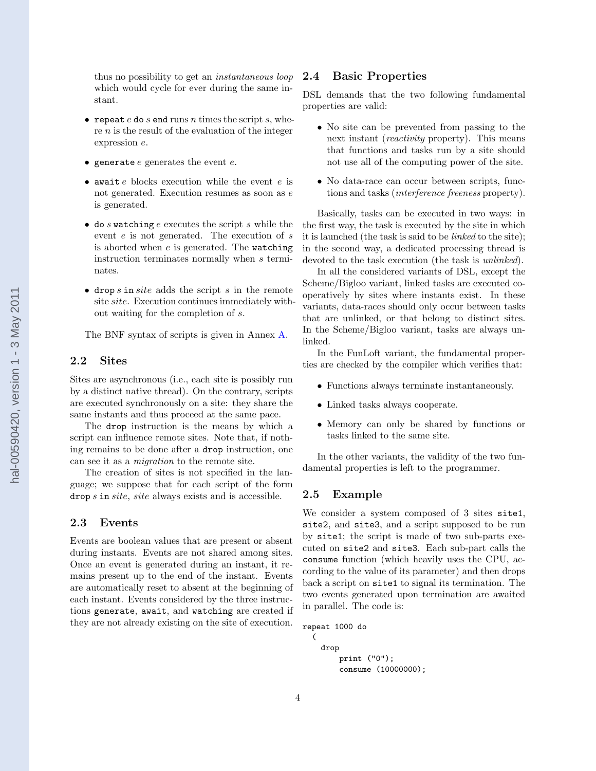thus no possibility to get an *instantaneous loop* which would cycle for ever during the same instant.

- `repeat` $e$ `do` $s$ `end` runs $n$ times the script $s$, where $n$ is the result of the evaluation of the integer expression $e$.
- `generate` $e$ generates the event $e$.
- `await` $e$ blocks execution while the event $e$ is not generated. Execution resumes as soon as $e$ is generated.
- `do` $s$ `watching` $e$ executes the script $s$ while the event $e$ is not generated. The execution of $s$ is aborted when $e$ is generated. The `watching` instruction terminates normally when $s$ terminates.
- `drop` $s$ `in` *site* adds the script $s$ in the remote site *site*. Execution continues immediately without waiting for the completion of $s$.

The BNF syntax of scripts is given in Annex A.

## 2.2 Sites

Sites are asynchronous (i.e., each site is possibly run by a distinct native thread). On the contrary, scripts are executed synchronously on a site: they share the same instants and thus proceed at the same pace.

The `drop` instruction is the means by which a script can influence remote sites. Note that, if nothing remains to be done after a `drop` instruction, one can see it as a *migration* to the remote site.

The creation of sites is not specified in the language; we suppose that for each script of the form `drop` $s$ `in` *site*, *site* always exists and is accessible.

## 2.3 Events

Events are boolean values that are present or absent during instants. Events are not shared among sites. Once an event is generated during an instant, it remains present up to the end of the instant. Events are automatically reset to absent at the beginning of each instant. Events considered by the three instructions `generate`, `await`, and `watching` are created if they are not already existing on the site of execution.

## 2.4 Basic Properties

DSL demands that the two following fundamental properties are valid:

- No site can be prevented from passing to the next instant (*reactivity* property). This means that functions and tasks run by a site should not use all of the computing power of the site.
- No data-race can occur between scripts, functions and tasks (*interference freeness* property).

Basically, tasks can be executed in two ways: in the first way, the task is executed by the site in which it is launched (the task is said to be *linked* to the site); in the second way, a dedicated processing thread is devoted to the task execution (the task is *unlinked*).

In all the considered variants of DSL, except the Scheme/Bigloo variant, linked tasks are executed cooperatively by sites where instants exist. In these variants, data-races should only occur between tasks that are unlinked, or that belong to distinct sites. In the Scheme/Bigloo variant, tasks are always unlinked.

In the FunLoft variant, the fundamental properties are checked by the compiler which verifies that:

- Functions always terminate instantaneously.
- Linked tasks always cooperate.
- Memory can only be shared by functions or tasks linked to the same site.

In the other variants, the validity of the two fundamental properties is left to the programmer.

## 2.5 Example

We consider a system composed of 3 sites `site1`, `site2`, and `site3`, and a script supposed to be run by `site1`; the script is made of two sub-parts executed on `site2` and `site3`. Each sub-part calls the `consume` function (which heavily uses the CPU, according to the value of its parameter) and then drops back a script on `site1` to signal its termination. The two events generated upon termination are awaited in parallel. The code is:

```
repeat 1000 do
  (
    drop
        print ("0");
        consume (10000000);
```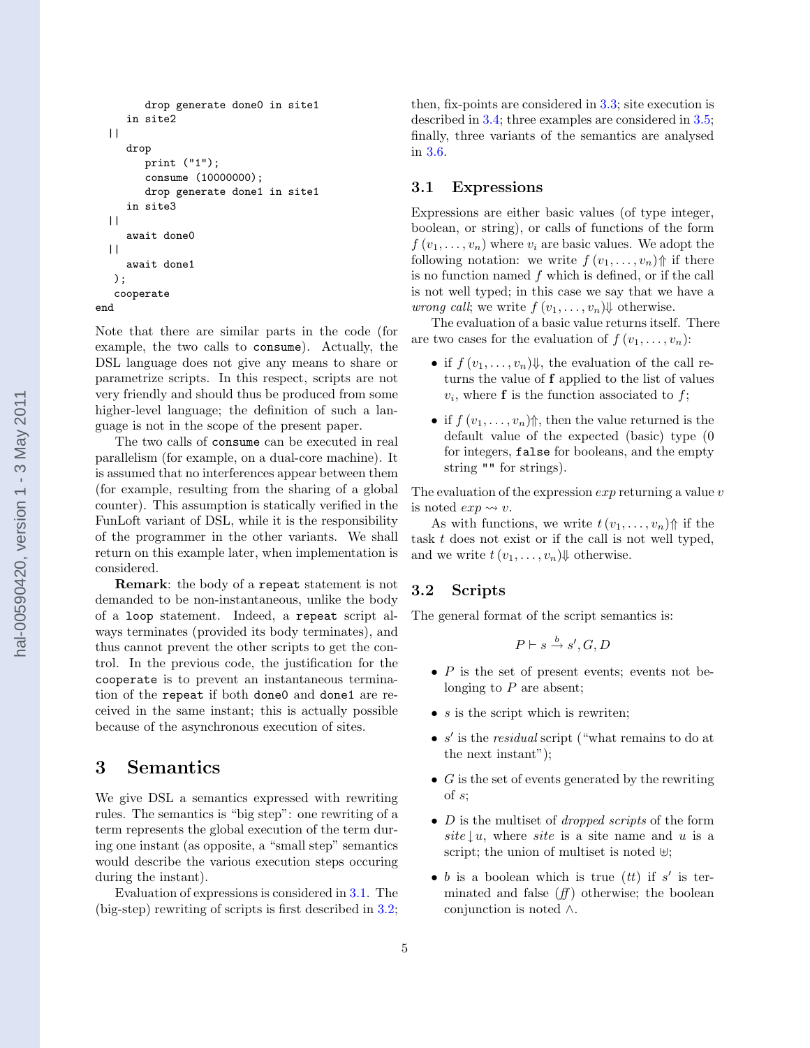```
      drop generate done0 in site1
    in site2
  ||
    drop
      print ("1");
      consume (10000000);
      drop generate done1 in site1
    in site3
  ||
    await done0
  ||
    await done1
  );
  cooperate
end
```

Note that there are similar parts in the code (for example, the two calls to `consume`). Actually, the DSL language does not give any means to share or parametrize scripts. In this respect, scripts are not very friendly and should thus be produced from some higher-level language; the definition of such a language is not in the scope of the present paper.

The two calls of `consume` can be executed in real parallelism (for example, on a dual-core machine). It is assumed that no interferences appear between them (for example, resulting from the sharing of a global counter). This assumption is statically verified in the FunLoft variant of DSL, while it is the responsibility of the programmer in the other variants. We shall return on this example later, when implementation is considered.

**Remark**: the body of a `repeat` statement is not demanded to be non-instantaneous, unlike the body of a `loop` statement. Indeed, a `repeat` script always terminates (provided its body terminates), and thus cannot prevent the other scripts to get the control. In the previous code, the justification for the `cooperate` is to prevent an instantaneous termination of the `repeat` if both `done0` and `done1` are received in the same instant; this is actually possible because of the asynchronous execution of sites.

# 3 Semantics

We give DSL a semantics expressed with rewriting rules. The semantics is "big step": one rewriting of a term represents the global execution of the term during one instant (as opposite, a "small step" semantics would describe the various execution steps occuring during the instant).

Evaluation of expressions is considered in 3.1. The (big-step) rewriting of scripts is first described in 3.2; then, fix-points are considered in 3.3; site execution is described in 3.4; three examples are considered in 3.5; finally, three variants of the semantics are analysed in 3.6.

## 3.1 Expressions

Expressions are either basic values (of type integer, boolean, or string), or calls of functions of the form $f(v_1, \ldots, v_n)$ where $v_i$ are basic values. We adopt the following notation: we write $f(v_1, \ldots, v_n)\Uparrow$ if there is no function named $f$ which is defined, or if the call is not well typed; in this case we say that we have a *wrong call*; we write $f(v_1, \ldots, v_n)\Downarrow$ otherwise.

The evaluation of a basic value returns itself. There are two cases for the evaluation of $f(v_1, \ldots, v_n)$:

- if $f(v_1, \ldots, v_n)\Downarrow$, the evaluation of the call returns the value of $\mathbf{f}$ applied to the list of values $v_i$, where $\mathbf{f}$ is the function associated to $f$;
- if $f(v_1, \ldots, v_n)\Uparrow$, then the value returned is the default value of the expected (basic) type (0 for integers, `false` for booleans, and the empty string `""` for strings).

The evaluation of the expression $exp$ returning a value $v$ is noted $exp \rightsquigarrow v$.

As with functions, we write $t(v_1, \ldots, v_n)\Uparrow$ if the task $t$ does not exist or if the call is not well typed, and we write $t(v_1, \ldots, v_n)\Downarrow$ otherwise.

## 3.2 Scripts

The general format of the script semantics is:

$$P \vdash s \xrightarrow{b} s', G, D$$

- $P$ is the set of present events; events not belonging to $P$ are absent;
- $s$ is the script which is rewriten;
- $s'$ is the *residual* script ("what remains to do at the next instant");
- $G$ is the set of events generated by the rewriting of $s$;
- $D$ is the multiset of *dropped scripts* of the form $site{\downarrow}u$, where $site$ is a site name and $u$ is a script; the union of multiset is noted $\uplus$;
- $b$ is a boolean which is true ($tt$) if $s'$ is terminated and false ($f\!f$) otherwise; the boolean conjunction is noted $\wedge$.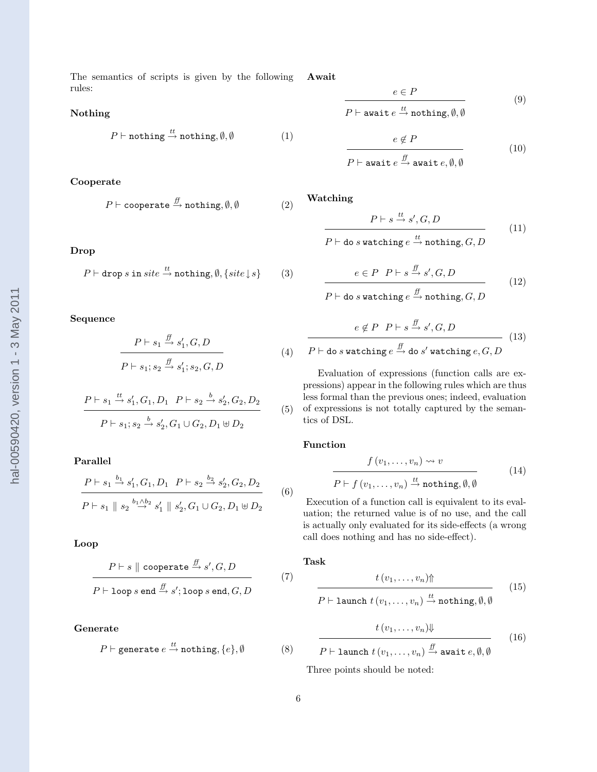The semantics of scripts is given by the following rules:

**Nothing**

$$P \vdash \texttt{nothing} \xrightarrow{tt} \texttt{nothing}, \emptyset, \emptyset \tag{1}$$

**Cooperate**

$$P \vdash \texttt{cooperate} \xrightarrow{ff} \texttt{nothing}, \emptyset, \emptyset \tag{2}$$

**Drop**

$$P \vdash \texttt{drop}\ s\ \texttt{in}\ site \xrightarrow{tt} \texttt{nothing}, \emptyset, \{site \downarrow s\} \tag{3}$$

**Sequence**

$$\frac{P \vdash s_1 \xrightarrow{ff} s_1', G, D}{P \vdash s_1; s_2 \xrightarrow{ff} s_1'; s_2, G, D} \tag{4}$$

$$\frac{P \vdash s_1 \xrightarrow{tt} s_1', G_1, D_1 \quad P \vdash s_2 \xrightarrow{b} s_2', G_2, D_2}{P \vdash s_1; s_2 \xrightarrow{b} s_2', G_1 \cup G_2, D_1 \uplus D_2} \tag{5}$$

**Parallel**

$$\frac{P \vdash s_1 \xrightarrow{b_1} s_1', G_1, D_1 \quad P \vdash s_2 \xrightarrow{b_2} s_2', G_2, D_2}{P \vdash s_1 \parallel s_2 \xrightarrow{b_1 \wedge b_2} s_1' \parallel s_2', G_1 \cup G_2, D_1 \uplus D_2} \tag{6}$$

**Loop**

$$\frac{P \vdash s \parallel \texttt{cooperate} \xrightarrow{ff} s', G, D}{P \vdash \texttt{loop}\ s\ \texttt{end} \xrightarrow{ff} s'; \texttt{loop}\ s\ \texttt{end}, G, D} \tag{7}$$

**Generate**

$$P \vdash \texttt{generate}\ e \xrightarrow{tt} \texttt{nothing}, \{e\}, \emptyset \tag{8}$$

**Await**

$$\frac{e \in P}{P \vdash \texttt{await}\ e \xrightarrow{tt} \texttt{nothing}, \emptyset, \emptyset} \tag{9}$$

$$\frac{e \notin P}{P \vdash \texttt{await}\ e \xrightarrow{ff} \texttt{await}\ e, \emptyset, \emptyset} \tag{10}$$

**Watching**

$$\frac{P \vdash s \xrightarrow{tt} s', G, D}{P \vdash \texttt{do}\ s\ \texttt{watching}\ e \xrightarrow{tt} \texttt{nothing}, G, D} \tag{11}$$

$$\frac{e \in P \quad P \vdash s \xrightarrow{ff} s', G, D}{P \vdash \texttt{do}\ s\ \texttt{watching}\ e \xrightarrow{ff} \texttt{nothing}, G, D} \tag{12}$$

$$\frac{e \notin P \quad P \vdash s \xrightarrow{ff} s', G, D}{P \vdash \texttt{do}\ s\ \texttt{watching}\ e \xrightarrow{ff} \texttt{do}\ s'\ \texttt{watching}\ e, G, D} \tag{13}$$

Evaluation of expressions (function calls are expressions) appear in the following rules which are thus less formal than the previous ones; indeed, evaluation of expressions is not totally captured by the semantics of DSL.

**Function**

$$\frac{f(v_1, \ldots, v_n) \rightsquigarrow v}{P \vdash f(v_1, \ldots, v_n) \xrightarrow{tt} \texttt{nothing}, \emptyset, \emptyset} \tag{14}$$

Execution of a function call is equivalent to its evaluation; the returned value is of no use, and the call is actually only evaluated for its side-effects (a wrong call does nothing and has no side-effect).

**Task**

$$\frac{t(v_1, \ldots, v_n) \Uparrow}{P \vdash \texttt{launch}\ t(v_1, \ldots, v_n) \xrightarrow{tt} \texttt{nothing}, \emptyset, \emptyset} \tag{15}$$

$$\frac{t(v_1, \ldots, v_n) \Downarrow}{P \vdash \texttt{launch}\ t(v_1, \ldots, v_n) \xrightarrow{ff} \texttt{await}\ e, \emptyset, \emptyset} \tag{16}$$

Three points should be noted: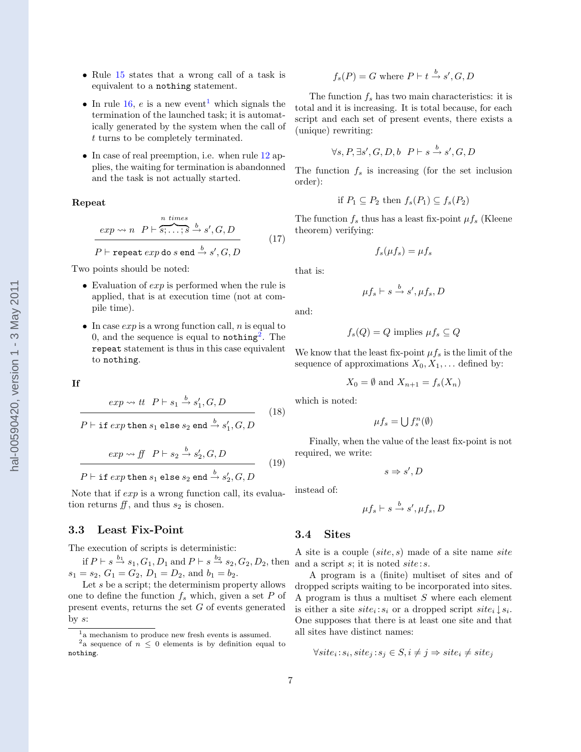- Rule 15 states that a wrong call of a task is equivalent to a `nothing` statement.
- In rule 16, $e$ is a new event[1] which signals the termination of the launched task; it is automatically generated by the system when the call of $t$ turns to be completely terminated.
- In case of real preemption, i.e. when rule 12 applies, the waiting for termination is abandonned and the task is not actually started.

**Repeat**

$$\frac{exp \leadsto n \quad P \vdash \overbrace{s; \ldots ; s}^{n \ times} \xrightarrow{b} s', G, D}{P \vdash \texttt{repeat}\ exp\ \texttt{do}\ s\ \texttt{end} \xrightarrow{b} s', G, D} \quad (17)$$

Two points should be noted:

- Evaluation of $exp$ is performed when the rule is applied, that is at execution time (not at compile time).
- In case $exp$ is a wrong function call, $n$ is equal to 0, and the sequence is equal to `nothing`[2]. The `repeat` statement is thus in this case equivalent to `nothing`.

**If**

$$\frac{exp \leadsto tt \quad P \vdash s_1 \xrightarrow{b} s_1', G, D}{P \vdash \texttt{if}\ exp\ \texttt{then}\ s_1\ \texttt{else}\ s_2\ \texttt{end} \xrightarrow{b} s_1', G, D} \quad (18)$$

$$\frac{exp \leadsto ff \quad P \vdash s_2 \xrightarrow{b} s_2', G, D}{P \vdash \texttt{if}\ exp\ \texttt{then}\ s_1\ \texttt{else}\ s_2\ \texttt{end} \xrightarrow{b} s_2', G, D} \quad (19)$$

Note that if $exp$ is a wrong function call, its evaluation returns $ff$, and thus $s_2$ is chosen.

### 3.3 Least Fix-Point

The execution of scripts is deterministic:

if $P \vdash s \xrightarrow{b_1} s_1, G_1, D_1$ and $P \vdash s \xrightarrow{b_2} s_2, G_2, D_2$, then $s_1 = s_2$, $G_1 = G_2$, $D_1 = D_2$, and $b_1 = b_2$.

Let $s$ be a script; the determinism property allows one to define the function $f_s$ which, given a set $P$ of present events, returns the set $G$ of events generated by $s$:

$$f_s(P) = G \text{ where } P \vdash t \xrightarrow{b} s', G, D$$

The function $f_s$ has two main characteristics: it is total and it is increasing. It is total because, for each script and each set of present events, there exists a (unique) rewriting:

$$\forall s, P, \exists s', G, D, b \quad P \vdash s \xrightarrow{b} s', G, D$$

The function $f_s$ is increasing (for the set inclusion order):

$$\text{if } P_1 \subseteq P_2 \text{ then } f_s(P_1) \subseteq f_s(P_2)$$

The function $f_s$ thus has a least fix-point $\mu f_s$ (Kleene theorem) verifying:

$$f_s(\mu f_s) = \mu f_s$$

that is:

$$\mu f_s \vdash s \xrightarrow{b} s', \mu f_s, D$$

and:

$$f_s(Q) = Q \text{ implies } \mu f_s \subseteq Q$$

We know that the least fix-point $\mu f_s$ is the limit of the sequence of approximations $X_0, X_1, \ldots$ defined by:

$$X_0 = \emptyset \text{ and } X_{n+1} = f_s(X_n)$$

which is noted:

$$\mu f_s = \bigcup f_s^n(\emptyset)$$

Finally, when the value of the least fix-point is not required, we write:

$$s \Rightarrow s', D$$

instead of:

$$\mu f_s \vdash s \xrightarrow{b} s', \mu f_s, D$$

### 3.4 Sites

A site is a couple $(site, s)$ made of a site name $site$ and a script $s$; it is noted $site\!:\!s$.

A program is a (finite) multiset of sites and of dropped scripts waiting to be incorporated into sites. A program is thus a multiset $S$ where each element is either a site $site_i\!:\!s_i$ or a dropped script $site_i \!\downarrow\! s_i$. One supposes that there is at least one site and that all sites have distinct names:

$$\forall site_i\!:\!s_i, site_j\!:\!s_j \in S, i \neq j \Rightarrow site_i \neq site_j$$

[1] a mechanism to produce new fresh events is assumed.

[2] a sequence of $n \leq 0$ elements is by definition equal to `nothing`.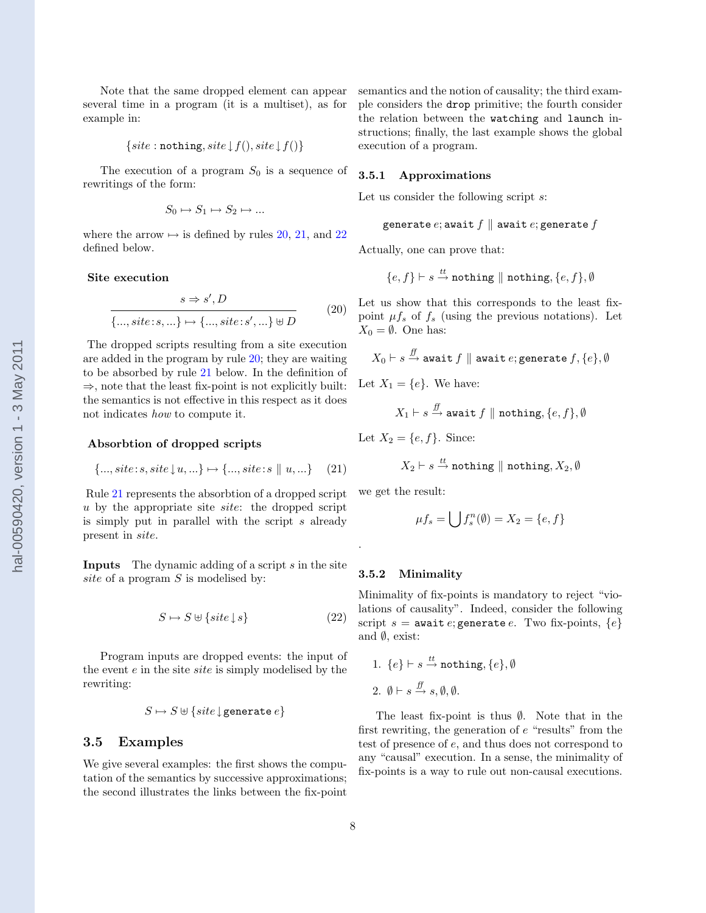Note that the same dropped element can appear several time in a program (it is a multiset), as for example in:

$$\{site : \texttt{nothing}, site \downarrow f(), site \downarrow f()\}$$

The execution of a program $S_0$ is a sequence of rewritings of the form:

$$S_0 \mapsto S_1 \mapsto S_2 \mapsto ...$$

where the arrow $\mapsto$ is defined by rules 20, 21, and 22 defined below.

**Site execution**

$$\frac{s \Rightarrow s', D}{\{..., site : s, ...\} \mapsto \{..., site : s', ...\} \uplus D} \quad (20)$$

The dropped scripts resulting from a site execution are added in the program by rule 20; they are waiting to be absorbed by rule 21 below. In the definition of $\Rightarrow$, note that the least fix-point is not explicitly built: the semantics is not effective in this respect as it does not indicates *how* to compute it.

**Absorbtion of dropped scripts**

$$\{..., site : s, site \downarrow u, ...\} \mapsto \{..., site : s \parallel u, ...\} \quad (21)$$

Rule 21 represents the absorbtion of a dropped script $u$ by the appropriate site *site*: the dropped script is simply put in parallel with the script $s$ already present in *site*.

**Inputs** The dynamic adding of a script $s$ in the site *site* of a program $S$ is modelised by:

$$S \mapsto S \uplus \{site \downarrow s\} \quad (22)$$

Program inputs are dropped events: the input of the event $e$ in the site *site* is simply modelised by the rewriting:

$$S \mapsto S \uplus \{site \downarrow \texttt{generate}\ e\}$$

## 3.5 Examples

We give several examples: the first shows the computation of the semantics by successive approximations; the second illustrates the links between the fix-point semantics and the notion of causality; the third example considers the `drop` primitive; the fourth consider the relation between the `watching` and `launch` instructions; finally, the last example shows the global execution of a program.

### 3.5.1 Approximations

Let us consider the following script $s$:

$$\texttt{generate}\ e; \texttt{await}\ f \parallel \texttt{await}\ e; \texttt{generate}\ f$$

Actually, one can prove that:

$$\{e, f\} \vdash s \xrightarrow{tt} \texttt{nothing} \parallel \texttt{nothing}, \{e, f\}, \emptyset$$

Let us show that this corresponds to the least fix-point $\mu f_s$ of $f_s$ (using the previous notations). Let $X_0 = \emptyset$. One has:

$$X_0 \vdash s \xrightarrow{ff} \texttt{await}\ f \parallel \texttt{await}\ e; \texttt{generate}\ f, \{e\}, \emptyset$$

Let $X_1 = \{e\}$. We have:

$$X_1 \vdash s \xrightarrow{ff} \texttt{await}\ f \parallel \texttt{nothing}, \{e, f\}, \emptyset$$

Let $X_2 = \{e, f\}$. Since:

$$X_2 \vdash s \xrightarrow{tt} \texttt{nothing} \parallel \texttt{nothing}, X_2, \emptyset$$

we get the result:

$$\mu f_s = \bigcup f_s^n(\emptyset) = X_2 = \{e, f\}$$

.

### 3.5.2 Minimality

Minimality of fix-points is mandatory to reject "violations of causality". Indeed, consider the following script $s = \texttt{await}\ e; \texttt{generate}\ e$. Two fix-points, $\{e\}$ and $\emptyset$, exist:

1. $\{e\} \vdash s \xrightarrow{tt} \texttt{nothing}, \{e\}, \emptyset$
2. $\emptyset \vdash s \xrightarrow{ff} s, \emptyset, \emptyset$.

The least fix-point is thus $\emptyset$. Note that in the first rewriting, the generation of $e$ "results" from the test of presence of $e$, and thus does not correspond to any "causal" execution. In a sense, the minimality of fix-points is a way to rule out non-causal executions.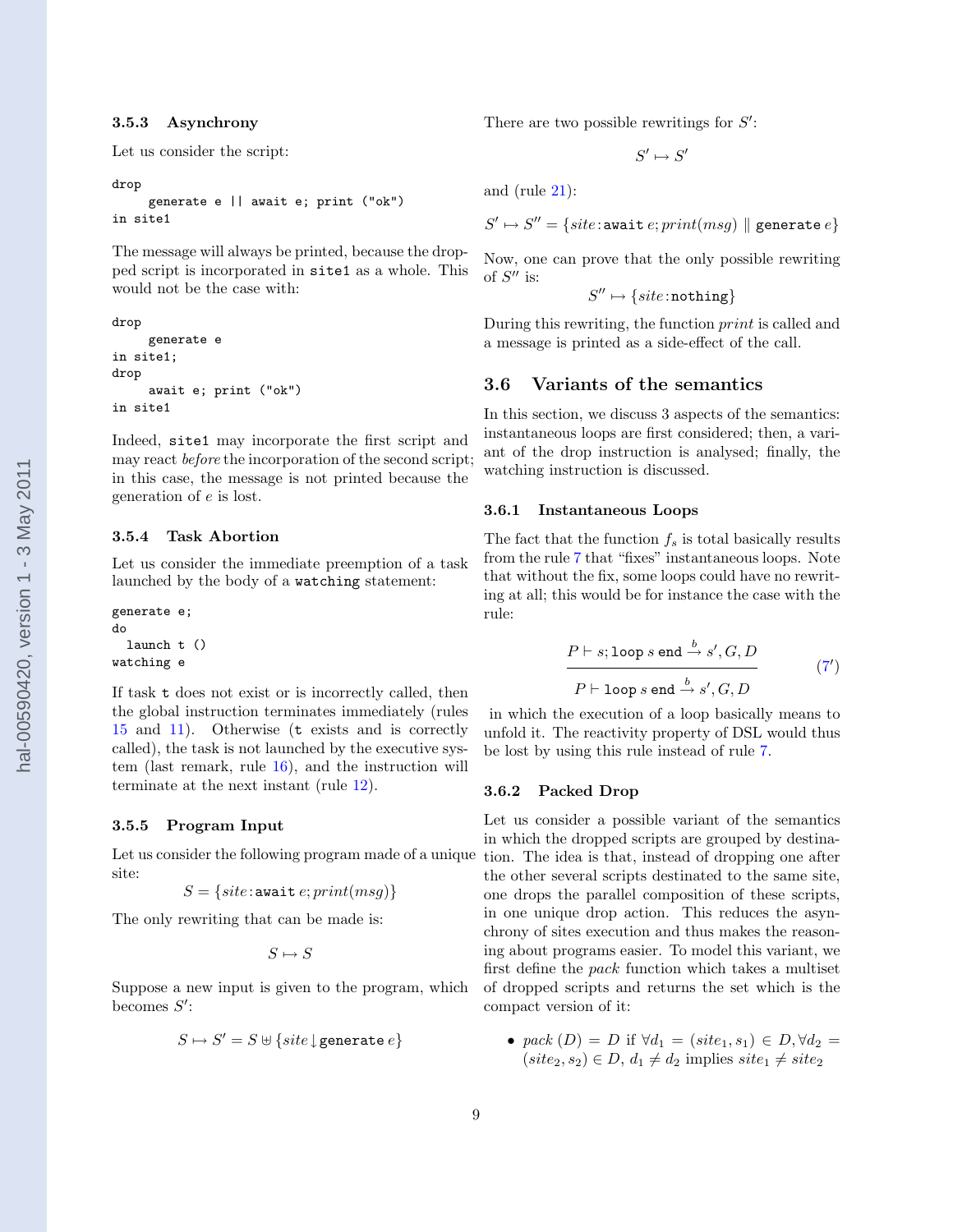### 3.5.3 Asynchrony

Let us consider the script:

```
drop
     generate e || await e; print ("ok")
in site1
```

The message will always be printed, because the dropped script is incorporated in `site1` as a whole. This would not be the case with:

```
drop
     generate e
in site1;
drop
     await e; print ("ok")
in site1
```

Indeed, `site1` may incorporate the first script and may react *before* the incorporation of the second script; in this case, the message is not printed because the generation of $e$ is lost.

### 3.5.4 Task Abortion

Let us consider the immediate preemption of a task launched by the body of a `watching` statement:

```
generate e;
do
  launch t ()
watching e
```

If task `t` does not exist or is incorrectly called, then the global instruction terminates immediately (rules 15 and 11). Otherwise (`t` exists and is correctly called), the task is not launched by the executive system (last remark, rule 16), and the instruction will terminate at the next instant (rule 12).

### 3.5.5 Program Input

Let us consider the following program made of a unique site:

$$S = \{site\!:\!\texttt{await}\ e; print(msg)\}$$

The only rewriting that can be made is:

$$S \mapsto S$$

Suppose a new input is given to the program, which becomes $S'$:

$$S \mapsto S' = S \uplus \{site \downarrow \texttt{generate}\ e\}$$

There are two possible rewritings for $S'$:

$$S' \mapsto S'$$

and (rule 21):

$$S' \mapsto S'' = \{site\!:\!\texttt{await}\ e; print(msg) \parallel \texttt{generate}\ e\}$$

Now, one can prove that the only possible rewriting of $S''$ is:

$$S'' \mapsto \{site\!:\!\texttt{nothing}\}$$

During this rewriting, the function *print* is called and a message is printed as a side-effect of the call.

## 3.6 Variants of the semantics

In this section, we discuss 3 aspects of the semantics: instantaneous loops are first considered; then, a variant of the drop instruction is analysed; finally, the watching instruction is discussed.

### 3.6.1 Instantaneous Loops

The fact that the function $f_s$ is total basically results from the rule 7 that "fixes" instantaneous loops. Note that without the fix, some loops could have no rewriting at all; this would be for instance the case with the rule:

$$\frac{P \vdash s; \texttt{loop}\ s\ \texttt{end} \xrightarrow{b} s', G, D}{P \vdash \texttt{loop}\ s\ \texttt{end} \xrightarrow{b} s', G, D} \qquad (7')$$

in which the execution of a loop basically means to unfold it. The reactivity property of DSL would thus be lost by using this rule instead of rule 7.

### 3.6.2 Packed Drop

Let us consider a possible variant of the semantics in which the dropped scripts are grouped by destination. The idea is that, instead of dropping one after the other several scripts destinated to the same site, one drops the parallel composition of these scripts, in one unique drop action. This reduces the asynchrony of sites execution and thus makes the reasoning about programs easier. To model this variant, we first define the *pack* function which takes a multiset of dropped scripts and returns the set which is the compact version of it:

- $pack\ (D) = D$ if $\forall d_1 = (site_1, s_1) \in D, \forall d_2 = (site_2, s_2) \in D,\ d_1 \neq d_2$ implies $site_1 \neq site_2$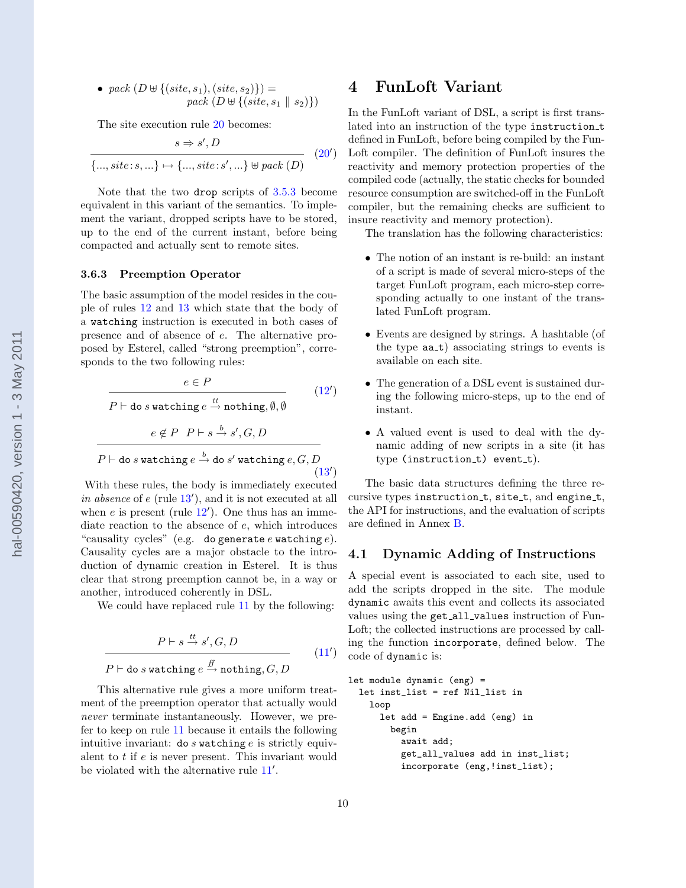- $pack\ (D \uplus \{(site, s_1), (site, s_2)\}) = pack\ (D \uplus \{(site, s_1 \parallel s_2)\})$

The site execution rule 20 becomes:

$$\frac{s \Rightarrow s', D}{\{..., site\!:\!s, ...\} \mapsto \{..., site\!:\!s', ...\} \uplus pack\ (D)} \quad (20')$$

Note that the two `drop` scripts of 3.5.3 become equivalent in this variant of the semantics. To implement the variant, dropped scripts have to be stored, up to the end of the current instant, before being compacted and actually sent to remote sites.

### 3.6.3 Preemption Operator

The basic assumption of the model resides in the couple of rules 12 and 13 which state that the body of a `watching` instruction is executed in both cases of presence and of absence of $e$. The alternative proposed by Esterel, called "strong preemption", corresponds to the two following rules:

$$\frac{e \in P}{P \vdash \texttt{do}\ s\ \texttt{watching}\ e \xrightarrow{tt} \texttt{nothing}, \emptyset, \emptyset} \quad (12')$$

$$\frac{e \notin P \quad P \vdash s \xrightarrow{b} s', G, D}{P \vdash \texttt{do}\ s\ \texttt{watching}\ e \xrightarrow{b} \texttt{do}\ s'\ \texttt{watching}\ e, G, D} \quad (13')$$

With these rules, the body is immediately executed *in absence* of $e$ (rule $13'$), and it is not executed at all when $e$ is present (rule $12'$). One thus has an immediate reaction to the absence of $e$, which introduces "causality cycles" (e.g. `do generate` $e$ `watching` $e$). Causality cycles are a major obstacle to the introduction of dynamic creation in Esterel. It is thus clear that strong preemption cannot be, in a way or another, introduced coherently in DSL.

We could have replaced rule 11 by the following:

$$\frac{P \vdash s \xrightarrow{tt} s', G, D}{P \vdash \texttt{do}\ s\ \texttt{watching}\ e \xrightarrow{ff} \texttt{nothing}, G, D} \quad (11')$$

This alternative rule gives a more uniform treatment of the preemption operator that actually would *never* terminate instantaneously. However, we prefer to keep on rule 11 because it entails the following intuitive invariant: `do` $s$ `watching` $e$ is strictly equivalent to $t$ if $e$ is never present. This invariant would be violated with the alternative rule $11'$.

# 4 FunLoft Variant

In the FunLoft variant of DSL, a script is first translated into an instruction of the type `instruction_t` defined in FunLoft, before being compiled by the FunLoft compiler. The definition of FunLoft insures the reactivity and memory protection properties of the compiled code (actually, the static checks for bounded resource consumption are switched-off in the FunLoft compiler, but the remaining checks are sufficient to insure reactivity and memory protection).

The translation has the following characteristics:

- The notion of an instant is re-build: an instant of a script is made of several micro-steps of the target FunLoft program, each micro-step corresponding actually to one instant of the translated FunLoft program.
- Events are designed by strings. A hashtable (of the type `aa_t`) associating strings to events is available on each site.
- The generation of a DSL event is sustained during the following micro-steps, up to the end of instant.
- A valued event is used to deal with the dynamic adding of new scripts in a site (it has type `(instruction_t) event_t`).

The basic data structures defining the three recursive types `instruction_t`, `site_t`, and `engine_t`, the API for instructions, and the evaluation of scripts are defined in Annex B.

## 4.1 Dynamic Adding of Instructions

A special event is associated to each site, used to add the scripts dropped in the site. The module `dynamic` awaits this event and collects its associated values using the `get_all_values` instruction of FunLoft; the collected instructions are processed by calling the function `incorporate`, defined below. The code of `dynamic` is:

```
let module dynamic (eng) =
  let inst_list = ref Nil_list in
    loop
      let add = Engine.add (eng) in
        begin
          await add;
          get_all_values add in inst_list;
          incorporate (eng,!inst_list);
```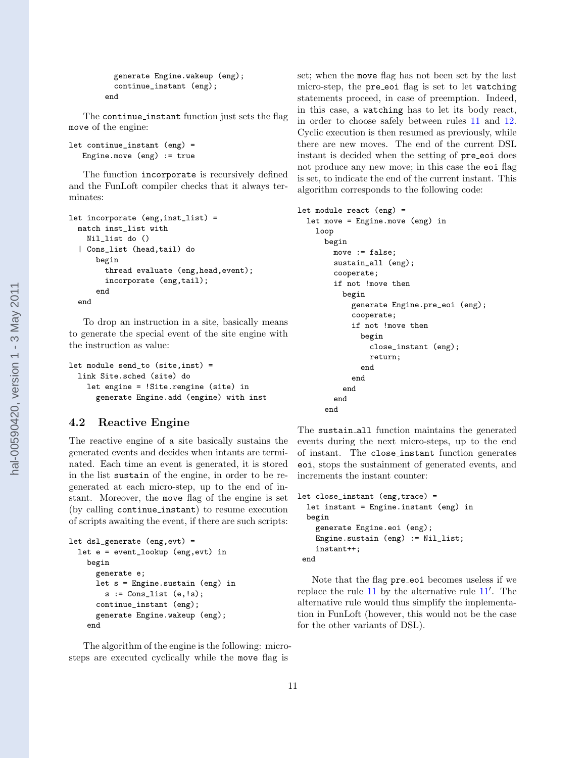```
        generate Engine.wakeup (eng);
        continue_instant (eng);
      end
```

The continue_instant function just sets the flag move of the engine:

```
let continue_instant (eng) =
   Engine.move (eng) := true
```

The function incorporate is recursively defined and the FunLoft compiler checks that it always terminates:

```
let incorporate (eng,inst_list) =
  match inst_list with
    Nil_list do ()
  | Cons_list (head,tail) do
      begin
        thread evaluate (eng,head,event);
        incorporate (eng,tail);
      end
  end
```

To drop an instruction in a site, basically means to generate the special event of the site engine with the instruction as value:

```
let module send_to (site,inst) =
  link Site.sched (site) do
    let engine = !Site.rengine (site) in
      generate Engine.add (engine) with inst
```

### 4.2 Reactive Engine

The reactive engine of a site basically sustains the generated events and decides when intants are terminated. Each time an event is generated, it is stored in the list sustain of the engine, in order to be regenerated at each micro-step, up to the end of instant. Moreover, the move flag of the engine is set (by calling continue_instant) to resume execution of scripts awaiting the event, if there are such scripts:

```
let dsl_generate (eng,evt) =
  let e = event_lookup (eng,evt) in
    begin
      generate e;
      let s = Engine.sustain (eng) in
        s := Cons_list (e,!s);
      continue_instant (eng);
      generate Engine.wakeup (eng);
    end
```

The algorithm of the engine is the following: microsteps are executed cyclically while the move flag is set; when the move flag has not been set by the last micro-step, the pre_eoi flag is set to let watching statements proceed, in case of preemption. Indeed, in this case, a watching has to let its body react, in order to choose safely between rules 11 and 12. Cyclic execution is then resumed as previously, while there are new moves. The end of the current DSL instant is decided when the setting of pre_eoi does not produce any new move; in this case the eoi flag is set, to indicate the end of the current instant. This algorithm corresponds to the following code:

```
let module react (eng) =
  let move = Engine.move (eng) in
    loop
      begin
        move := false;
        sustain_all (eng);
        cooperate;
        if not !move then
          begin
            generate Engine.pre_eoi (eng);
            cooperate;
            if not !move then
              begin
                close_instant (eng);
                return;
              end
          end
        end
      end
    end
```

The sustain_all function maintains the generated events during the next micro-steps, up to the end of instant. The close_instant function generates eoi, stops the sustainment of generated events, and increments the instant counter:

```
let close_instant (eng,trace) =
  let instant = Engine.instant (eng) in
  begin
    generate Engine.eoi (eng);
    Engine.sustain (eng) := Nil_list;
    instant++;
 end
```

Note that the flag pre_eoi becomes useless if we replace the rule 11 by the alternative rule 11′. The alternative rule would thus simplify the implementation in FunLoft (however, this would not be the case for the other variants of DSL).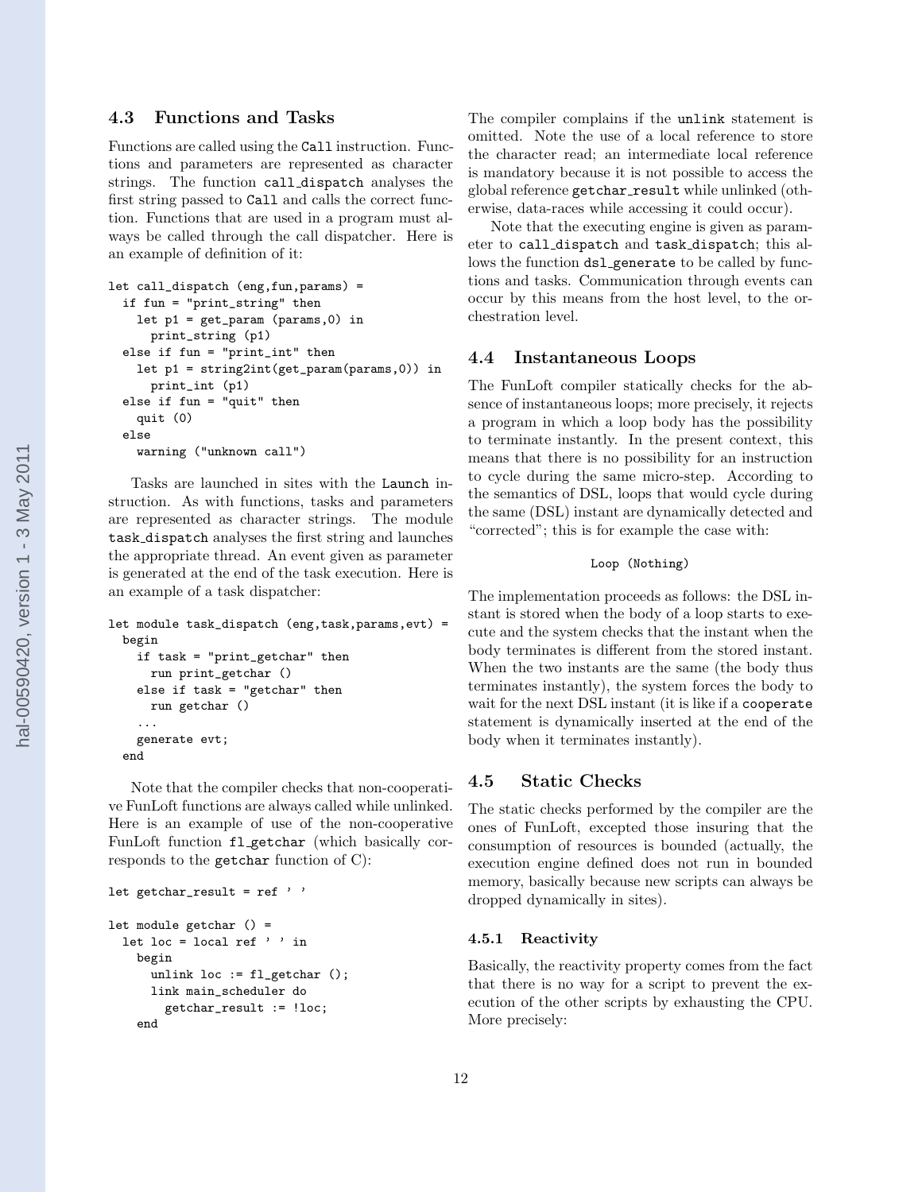### 4.3 Functions and Tasks

Functions are called using the `Call` instruction. Functions and parameters are represented as character strings. The function `call_dispatch` analyses the first string passed to `Call` and calls the correct function. Functions that are used in a program must always be called through the call dispatcher. Here is an example of definition of it:

```
let call_dispatch (eng,fun,params) =
  if fun = "print_string" then
    let p1 = get_param (params,0) in
      print_string (p1)
  else if fun = "print_int" then
    let p1 = string2int(get_param(params,0)) in
      print_int (p1)
  else if fun = "quit" then
    quit (0)
  else
    warning ("unknown call")
```

Tasks are launched in sites with the `Launch` instruction. As with functions, tasks and parameters are represented as character strings. The module `task_dispatch` analyses the first string and launches the appropriate thread. An event given as parameter is generated at the end of the task execution. Here is an example of a task dispatcher:

```
let module task_dispatch (eng,task,params,evt) =
  begin
    if task = "print_getchar" then
      run print_getchar ()
    else if task = "getchar" then
      run getchar ()
    ...
    generate evt;
  end
```

Note that the compiler checks that non-cooperative FunLoft functions are always called while unlinked. Here is an example of use of the non-cooperative FunLoft function `fl_getchar` (which basically corresponds to the `getchar` function of C):

```
let getchar_result = ref ' '

let module getchar () =
  let loc = local ref ' ' in
    begin
      unlink loc := fl_getchar ();
      link main_scheduler do
        getchar_result := !loc;
    end
```

The compiler complains if the `unlink` statement is omitted. Note the use of a local reference to store the character read; an intermediate local reference is mandatory because it is not possible to access the global reference `getchar_result` while unlinked (otherwise, data-races while accessing it could occur).

Note that the executing engine is given as parameter to `call_dispatch` and `task_dispatch`; this allows the function `dsl_generate` to be called by functions and tasks. Communication through events can occur by this means from the host level, to the orchestration level.

### 4.4 Instantaneous Loops

The FunLoft compiler statically checks for the absence of instantaneous loops; more precisely, it rejects a program in which a loop body has the possibility to terminate instantly. In the present context, this means that there is no possibility for an instruction to cycle during the same micro-step. According to the semantics of DSL, loops that would cycle during the same (DSL) instant are dynamically detected and "corrected"; this is for example the case with:

```
Loop (Nothing)
```

The implementation proceeds as follows: the DSL instant is stored when the body of a loop starts to execute and the system checks that the instant when the body terminates is different from the stored instant. When the two instants are the same (the body thus terminates instantly), the system forces the body to wait for the next DSL instant (it is like if a `cooperate` statement is dynamically inserted at the end of the body when it terminates instantly).

### 4.5 Static Checks

The static checks performed by the compiler are the ones of FunLoft, excepted those insuring that the consumption of resources is bounded (actually, the execution engine defined does not run in bounded memory, basically because new scripts can always be dropped dynamically in sites).

#### 4.5.1 Reactivity

Basically, the reactivity property comes from the fact that there is no way for a script to prevent the execution of the other scripts by exhausting the CPU. More precisely: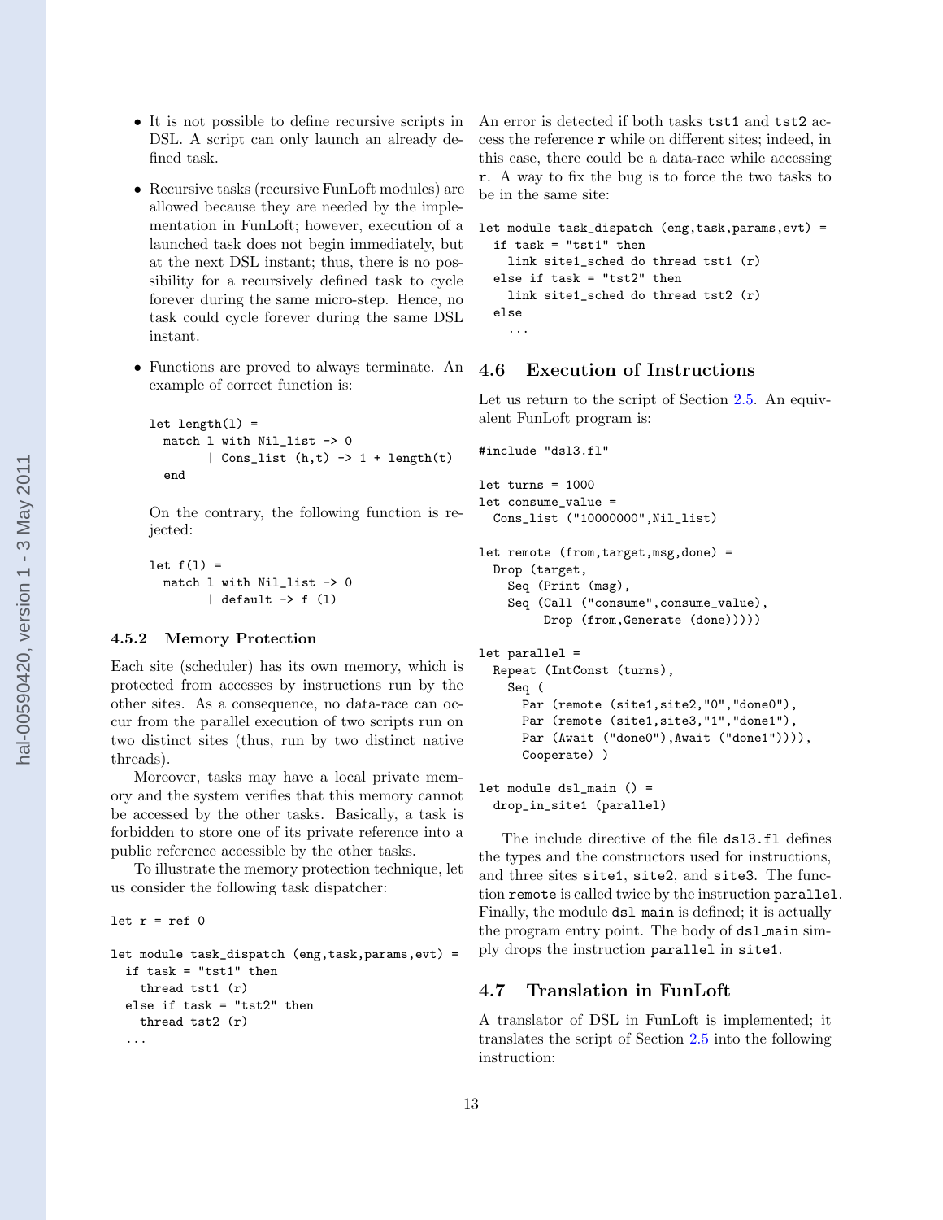- It is not possible to define recursive scripts in DSL. A script can only launch an already defined task.
- Recursive tasks (recursive FunLoft modules) are allowed because they are needed by the implementation in FunLoft; however, execution of a launched task does not begin immediately, but at the next DSL instant; thus, there is no possibility for a recursively defined task to cycle forever during the same micro-step. Hence, no task could cycle forever during the same DSL instant.
- Functions are proved to always terminate. An example of correct function is:

```
let length(l) =
  match l with Nil_list -> 0
        | Cons_list (h,t) -> 1 + length(t)
  end
```

  On the contrary, the following function is rejected:

```
let f(l) =
  match l with Nil_list -> 0
        | default -> f (l)
```

### 4.5.2 Memory Protection

Each site (scheduler) has its own memory, which is protected from accesses by instructions run by the other sites. As a consequence, no data-race can occur from the parallel execution of two scripts run on two distinct sites (thus, run by two distinct native threads).

Moreover, tasks may have a local private memory and the system verifies that this memory cannot be accessed by the other tasks. Basically, a task is forbidden to store one of its private reference into a public reference accessible by the other tasks.

To illustrate the memory protection technique, let us consider the following task dispatcher:

```
let r = ref 0

let module task_dispatch (eng,task,params,evt) =
  if task = "tst1" then
    thread tst1 (r)
  else if task = "tst2" then
    thread tst2 (r)
  ...
```

An error is detected if both tasks `tst1` and `tst2` access the reference `r` while on different sites; indeed, in this case, there could be a data-race while accessing `r`. A way to fix the bug is to force the two tasks to be in the same site:

```
let module task_dispatch (eng,task,params,evt) =
  if task = "tst1" then
    link site1_sched do thread tst1 (r)
  else if task = "tst2" then
    link site1_sched do thread tst2 (r)
  else
    ...
```

## 4.6 Execution of Instructions

Let us return to the script of Section 2.5. An equivalent FunLoft program is:

```
#include "dsl3.fl"

let turns = 1000
let consume_value =
  Cons_list ("10000000",Nil_list)

let remote (from,target,msg,done) =
  Drop (target,
    Seq (Print (msg),
    Seq (Call ("consume",consume_value),
         Drop (from,Generate (done)))))

let parallel =
  Repeat (IntConst (turns),
    Seq (
      Par (remote (site1,site2,"0","done0"),
      Par (remote (site1,site3,"1","done1"),
      Par (Await ("done0"),Await ("done1")))),
      Cooperate) )

let module dsl_main () =
  drop_in_site1 (parallel)
```

The include directive of the file `dsl3.fl` defines the types and the constructors used for instructions, and three sites `site1`, `site2`, and `site3`. The function `remote` is called twice by the instruction `parallel`. Finally, the module `dsl_main` is defined; it is actually the program entry point. The body of `dsl_main` simply drops the instruction `parallel` in `site1`.

## 4.7 Translation in FunLoft

A translator of DSL in FunLoft is implemented; it translates the script of Section 2.5 into the following instruction: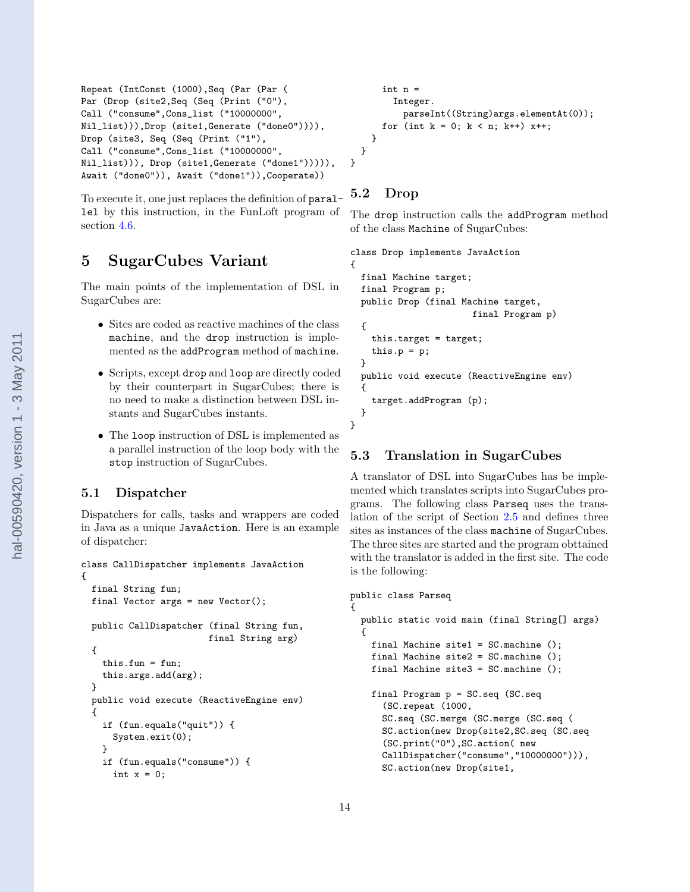```
Repeat (IntConst (1000),Seq (Par (Par (
Par (Drop (site2,Seq (Seq (Print ("0"),
Call ("consume",Cons_list ("10000000",
Nil_list))),Drop (site1,Generate ("done0")))),
Drop (site3, Seq (Seq (Print ("1"),
Call ("consume",Cons_list ("10000000",
Nil_list))), Drop (site1,Generate ("done1"))))),
Await ("done0")), Await ("done1")),Cooperate))
```

To execute it, one just replaces the definition of `parallel` by this instruction, in the FunLoft program of section 4.6.

# 5 SugarCubes Variant

The main points of the implementation of DSL in SugarCubes are:

- Sites are coded as reactive machines of the class `machine`, and the `drop` instruction is implemented as the `addProgram` method of `machine`.
- Scripts, except `drop` and `loop` are directly coded by their counterpart in SugarCubes; there is no need to make a distinction between DSL instants and SugarCubes instants.
- The `loop` instruction of DSL is implemented as a parallel instruction of the loop body with the `stop` instruction of SugarCubes.

## 5.1 Dispatcher

Dispatchers for calls, tasks and wrappers are coded in Java as a unique `JavaAction`. Here is an example of dispatcher:

```
class CallDispatcher implements JavaAction
{
  final String fun;
  final Vector args = new Vector();

  public CallDispatcher (final String fun,
                         final String arg)
  {
    this.fun = fun;
    this.args.add(arg);
  }
  public void execute (ReactiveEngine env)
  {
    if (fun.equals("quit")) {
      System.exit(0);
    }
    if (fun.equals("consume")) {
      int x = 0;
      int n =
        Integer.
          parseInt((String)args.elementAt(0));
      for (int k = 0; k < n; k++) x++;
    }
  }
}
```

## 5.2 Drop

The `drop` instruction calls the `addProgram` method of the class `Machine` of SugarCubes:

```
class Drop implements JavaAction
{
  final Machine target;
  final Program p;
  public Drop (final Machine target,
                      final Program p)
  {
    this.target = target;
    this.p = p;
  }
  public void execute (ReactiveEngine env)
  {
    target.addProgram (p);
  }
}
```

## 5.3 Translation in SugarCubes

A translator of DSL into SugarCubes has be implemented which translates scripts into SugarCubes programs. The following class `Parseq` uses the translation of the script of Section 2.5 and defines three sites as instances of the class `machine` of SugarCubes. The three sites are started and the program obttained with the translator is added in the first site. The code is the following:

```
public class Parseq
{
  public static void main (final String[] args)
  {
    final Machine site1 = SC.machine ();
    final Machine site2 = SC.machine ();
    final Machine site3 = SC.machine ();

    final Program p = SC.seq (SC.seq
      (SC.repeat (1000,
      SC.seq (SC.merge (SC.merge (SC.seq (
      SC.action(new Drop(site2,SC.seq (SC.seq
      (SC.print("0"),SC.action( new
      CallDispatcher("consume","10000000"))),
      SC.action(new Drop(site1,
```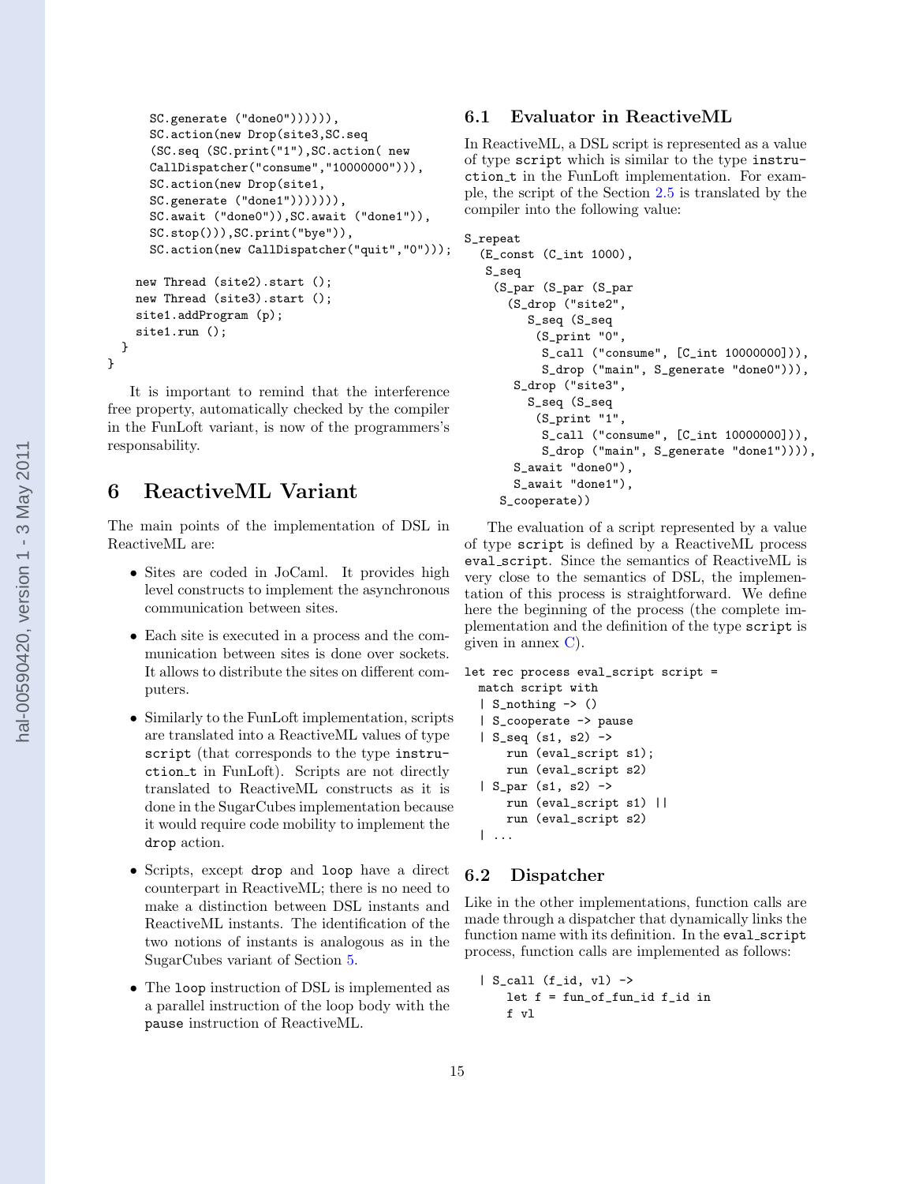```
      SC.generate ("done0")))))),
      SC.action(new Drop(site3,SC.seq
      (SC.seq (SC.print("1"),SC.action( new
      CallDispatcher("consume","10000000"))),
      SC.action(new Drop(site1,
      SC.generate ("done1"))))))),
      SC.await ("done0")),SC.await ("done1")),
      SC.stop())),SC.print("bye")),
      SC.action(new CallDispatcher("quit","0")));

    new Thread (site2).start ();
    new Thread (site3).start ();
    site1.addProgram (p);
    site1.run ();
  }
}
```

It is important to remind that the interference free property, automatically checked by the compiler in the FunLoft variant, is now of the programmers's responsability.

# 6 ReactiveML Variant

The main points of the implementation of DSL in ReactiveML are:

- Sites are coded in JoCaml. It provides high level constructs to implement the asynchronous communication between sites.
- Each site is executed in a process and the communication between sites is done over sockets. It allows to distribute the sites on different computers.
- Similarly to the FunLoft implementation, scripts are translated into a ReactiveML values of type `script` (that corresponds to the type `instruction_t` in FunLoft). Scripts are not directly translated to ReactiveML constructs as it is done in the SugarCubes implementation because it would require code mobility to implement the `drop` action.
- Scripts, except `drop` and `loop` have a direct counterpart in ReactiveML; there is no need to make a distinction between DSL instants and ReactiveML instants. The identification of the two notions of instants is analogous as in the SugarCubes variant of Section 5.
- The `loop` instruction of DSL is implemented as a parallel instruction of the loop body with the `pause` instruction of ReactiveML.

## 6.1 Evaluator in ReactiveML

In ReactiveML, a DSL script is represented as a value of type `script` which is similar to the type `instruction_t` in the FunLoft implementation. For example, the script of the Section 2.5 is translated by the compiler into the following value:

```
S_repeat
  (E_const (C_int 1000),
   S_seq
    (S_par (S_par (S_par
      (S_drop ("site2",
         S_seq (S_seq
          (S_print "0",
           S_call ("consume", [C_int 10000000])),
           S_drop ("main", S_generate "done0"))),
      S_drop ("site3",
         S_seq (S_seq
          (S_print "1",
           S_call ("consume", [C_int 10000000])),
           S_drop ("main", S_generate "done1")))),
      S_await "done0"),
      S_await "done1"),
    S_cooperate))
```

The evaluation of a script represented by a value of type `script` is defined by a ReactiveML process `eval_script`. Since the semantics of ReactiveML is very close to the semantics of DSL, the implementation of this process is straightforward. We define here the beginning of the process (the complete implementation and the definition of the type `script` is given in annex C).

```
let rec process eval_script script =
  match script with
  | S_nothing -> ()
  | S_cooperate -> pause
  | S_seq (s1, s2) ->
      run (eval_script s1);
      run (eval_script s2)
  | S_par (s1, s2) ->
      run (eval_script s1) ||
      run (eval_script s2)
  | ...
```

## 6.2 Dispatcher

Like in the other implementations, function calls are made through a dispatcher that dynamically links the function name with its definition. In the `eval_script` process, function calls are implemented as follows:

```
  | S_call (f_id, vl) ->
      let f = fun_of_fun_id f_id in
      f vl
```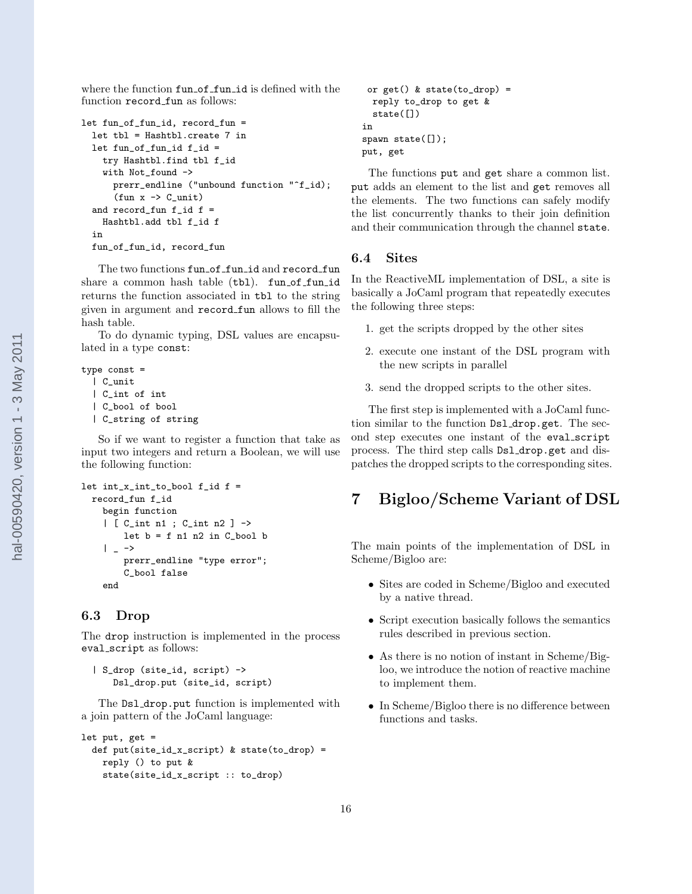where the function fun_of_fun_id is defined with the function record_fun as follows:

```
let fun_of_fun_id, record_fun =
  let tbl = Hashtbl.create 7 in
  let fun_of_fun_id f_id =
    try Hashtbl.find tbl f_id
    with Not_found ->
      prerr_endline ("unbound function "^f_id);
      (fun x -> C_unit)
  and record_fun f_id f =
    Hashtbl.add tbl f_id f
  in
  fun_of_fun_id, record_fun
```

The two functions fun_of_fun_id and record_fun share a common hash table (tbl). fun_of_fun_id returns the function associated in tbl to the string given in argument and record_fun allows to fill the hash table.

To do dynamic typing, DSL values are encapsulated in a type const:

```
type const =
  | C_unit
  | C_int of int
  | C_bool of bool
  | C_string of string
```

So if we want to register a function that take as input two integers and return a Boolean, we will use the following function:

```
let int_x_int_to_bool f_id f =
  record_fun f_id
    begin function
    | [ C_int n1 ; C_int n2 ] ->
        let b = f n1 n2 in C_bool b
    | _ ->
        prerr_endline "type error";
        C_bool false
    end
```

### 6.3 Drop

The drop instruction is implemented in the process eval_script as follows:

```
  | S_drop (site_id, script) ->
      Dsl_drop.put (site_id, script)
```

The Dsl_drop.put function is implemented with a join pattern of the JoCaml language:

```
let put, get =
  def put(site_id_x_script) & state(to_drop) =
    reply () to put &
    state(site_id_x_script :: to_drop)
   or get() & state(to_drop) =
    reply to_drop to get &
    state([])
  in
  spawn state([]);
  put, get
```

The functions put and get share a common list. put adds an element to the list and get removes all the elements. The two functions can safely modify the list concurrently thanks to their join definition and their communication through the channel state.

### 6.4 Sites

In the ReactiveML implementation of DSL, a site is basically a JoCaml program that repeatedly executes the following three steps:

1. get the scripts dropped by the other sites
2. execute one instant of the DSL program with the new scripts in parallel
3. send the dropped scripts to the other sites.

The first step is implemented with a JoCaml function similar to the function Dsl_drop.get. The second step executes one instant of the eval_script process. The third step calls Dsl_drop.get and dispatches the dropped scripts to the corresponding sites.

## 7 Bigloo/Scheme Variant of DSL

The main points of the implementation of DSL in Scheme/Bigloo are:

- Sites are coded in Scheme/Bigloo and executed by a native thread.
- Script execution basically follows the semantics rules described in previous section.
- As there is no notion of instant in Scheme/Bigloo, we introduce the notion of reactive machine to implement them.
- In Scheme/Bigloo there is no difference between functions and tasks.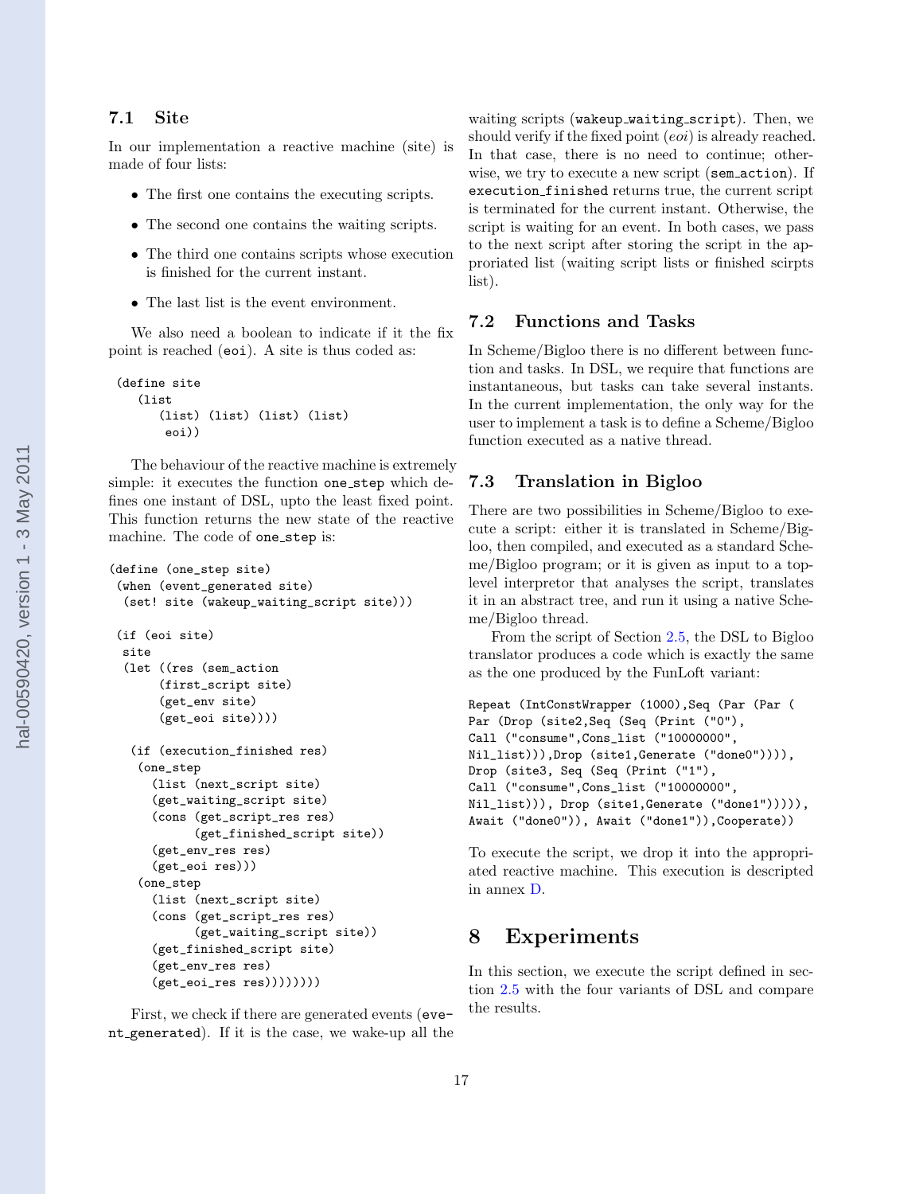### 7.1 Site

In our implementation a reactive machine (site) is made of four lists:

- The first one contains the executing scripts.
- The second one contains the waiting scripts.
- The third one contains scripts whose execution is finished for the current instant.
- The last list is the event environment.

We also need a boolean to indicate if it the fix point is reached (`eoi`). A site is thus coded as:

```
(define site
   (list
      (list) (list) (list) (list)
       eoi))
```

The behaviour of the reactive machine is extremely simple: it executes the function `one_step` which defines one instant of DSL, upto the least fixed point. This function returns the new state of the reactive machine. The code of `one_step` is:

```
(define (one_step site)
 (when (event_generated site)
  (set! site (wakeup_waiting_script site)))

 (if (eoi site)
  site
  (let ((res (sem_action
       (first_script site)
       (get_env site)
       (get_eoi site))))

   (if (execution_finished res)
    (one_step
      (list (next_script site)
      (get_waiting_script site)
      (cons (get_script_res res)
            (get_finished_script site))
      (get_env_res res)
      (get_eoi res)))
    (one_step
      (list (next_script site)
      (cons (get_script_res res)
            (get_waiting_script site))
      (get_finished_script site)
      (get_env_res res)
      (get_eoi_res res))))))))
```

First, we check if there are generated events (`event_generated`). If it is the case, we wake-up all the waiting scripts (`wakeup_waiting_script`). Then, we should verify if the fixed point (*eoi*) is already reached. In that case, there is no need to continue; otherwise, we try to execute a new script (`sem_action`). If `execution_finished` returns true, the current script is terminated for the current instant. Otherwise, the script is waiting for an event. In both cases, we pass to the next script after storing the script in the approriated list (waiting script lists or finished scirpts list).

### 7.2 Functions and Tasks

In Scheme/Bigloo there is no different between function and tasks. In DSL, we require that functions are instantaneous, but tasks can take several instants. In the current implementation, the only way for the user to implement a task is to define a Scheme/Bigloo function executed as a native thread.

### 7.3 Translation in Bigloo

There are two possibilities in Scheme/Bigloo to execute a script: either it is translated in Scheme/Bigloo, then compiled, and executed as a standard Scheme/Bigloo program; or it is given as input to a toplevel interpretor that analyses the script, translates it in an abstract tree, and run it using a native Scheme/Bigloo thread.

From the script of Section 2.5, the DSL to Bigloo translator produces a code which is exactly the same as the one produced by the FunLoft variant:

```
Repeat (IntConstWrapper (1000),Seq (Par (Par (
Par (Drop (site2,Seq (Seq (Print ("0"),
Call ("consume",Cons_list ("10000000",
Nil_list))),Drop (site1,Generate ("done0")))),
Drop (site3, Seq (Seq (Print ("1"),
Call ("consume",Cons_list ("10000000",
Nil_list))), Drop (site1,Generate ("done1"))))),
Await ("done0")), Await ("done1")),Cooperate))
```

To execute the script, we drop it into the appropriated reactive machine. This execution is descripted in annex D.

## 8 Experiments

In this section, we execute the script defined in section 2.5 with the four variants of DSL and compare the results.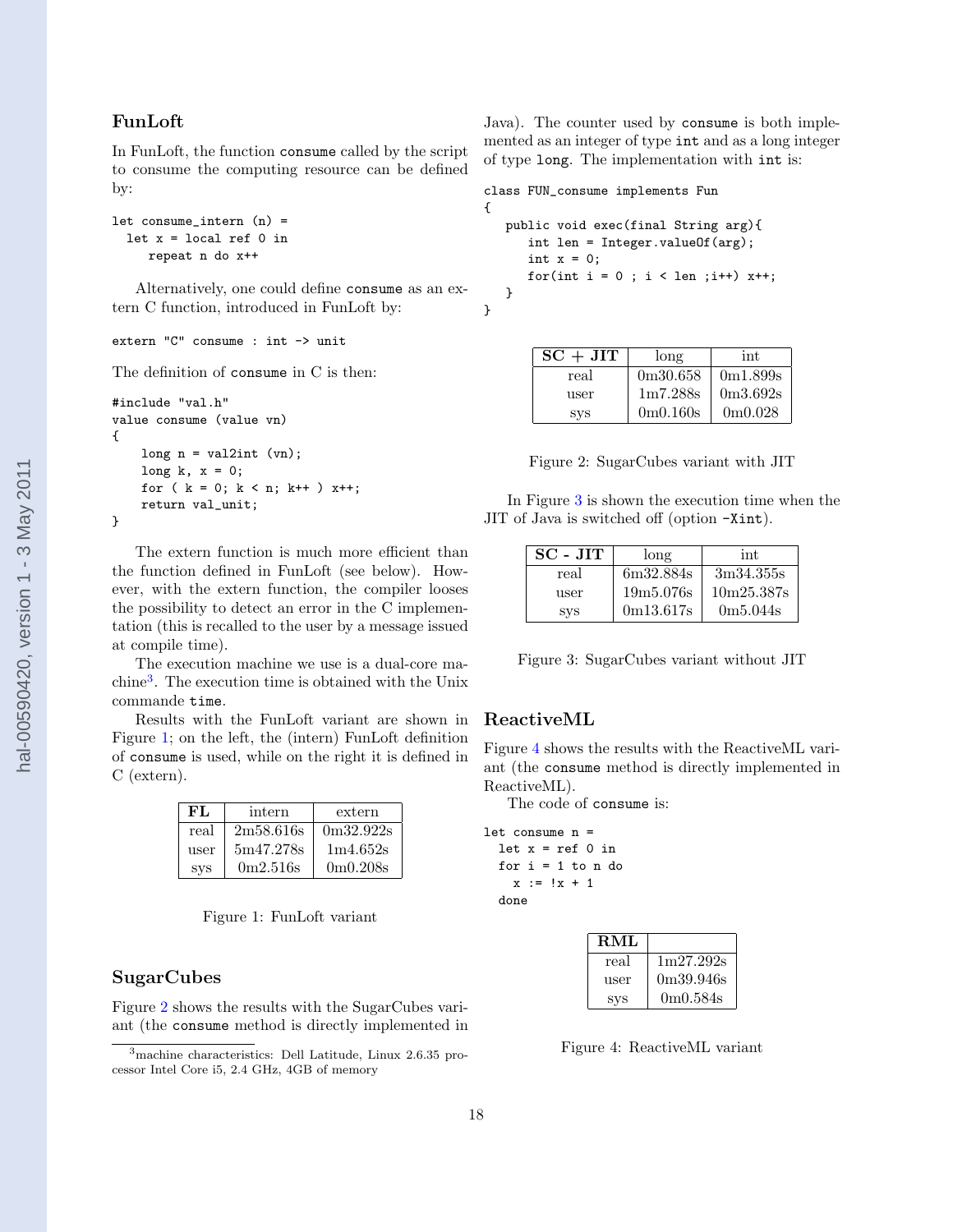### FunLoft

In FunLoft, the function `consume` called by the script to consume the computing resource can be defined by:

```
let consume_intern (n) =
  let x = local ref 0 in
     repeat n do x++
```

Alternatively, one could define `consume` as an extern C function, introduced in FunLoft by:

```
extern "C" consume : int -> unit
```

The definition of `consume` in C is then:

```
#include "val.h"
value consume (value vn)
{
    long n = val2int (vn);
    long k, x = 0;
    for ( k = 0; k < n; k++ ) x++;
    return val_unit;
}
```

The extern function is much more efficient than the function defined in FunLoft (see below). However, with the extern function, the compiler looses the possibility to detect an error in the C implementation (this is recalled to the user by a message issued at compile time).

The execution machine we use is a dual-core machine[3]. The execution time is obtained with the Unix commande `time`.

Results with the FunLoft variant are shown in Figure 1; on the left, the (intern) FunLoft definition of `consume` is used, while on the right it is defined in C (extern).

| **FL** | intern | extern |
|---|---|---|
| real | 2m58.616s | 0m32.922s |
| user | 5m47.278s | 1m4.652s |
| sys | 0m2.516s | 0m0.208s |

Figure 1: FunLoft variant

### SugarCubes

Figure 2 shows the results with the SugarCubes variant (the `consume` method is directly implemented in Java). The counter used by `consume` is both implemented as an integer of type `int` and as a long integer of type `long`. The implementation with `int` is:

```
class FUN_consume implements Fun
{
   public void exec(final String arg){
      int len = Integer.valueOf(arg);
      int x = 0;
      for(int i = 0 ; i < len ;i++) x++;
   }
}
```

| **SC + JIT** | long | int |
|---|---|---|
| real | 0m30.658 | 0m1.899s |
| user | 1m7.288s | 0m3.692s |
| sys | 0m0.160s | 0m0.028 |

Figure 2: SugarCubes variant with JIT

In Figure 3 is shown the execution time when the JIT of Java is switched off (option `-Xint`).

| **SC - JIT** | long | int |
|---|---|---|
| real | 6m32.884s | 3m34.355s |
| user | 19m5.076s | 10m25.387s |
| sys | 0m13.617s | 0m5.044s |

Figure 3: SugarCubes variant without JIT

### ReactiveML

Figure 4 shows the results with the ReactiveML variant (the `consume` method is directly implemented in ReactiveML).

The code of `consume` is:

```
let consume n =
  let x = ref 0 in
  for i = 1 to n do
    x := !x + 1
  done
```

| **RML** | |
|---|---|
| real | 1m27.292s |
| user | 0m39.946s |
| sys | 0m0.584s |

Figure 4: ReactiveML variant

[3] machine characteristics: Dell Latitude, Linux 2.6.35 processor Intel Core i5, 2.4 GHz, 4GB of memory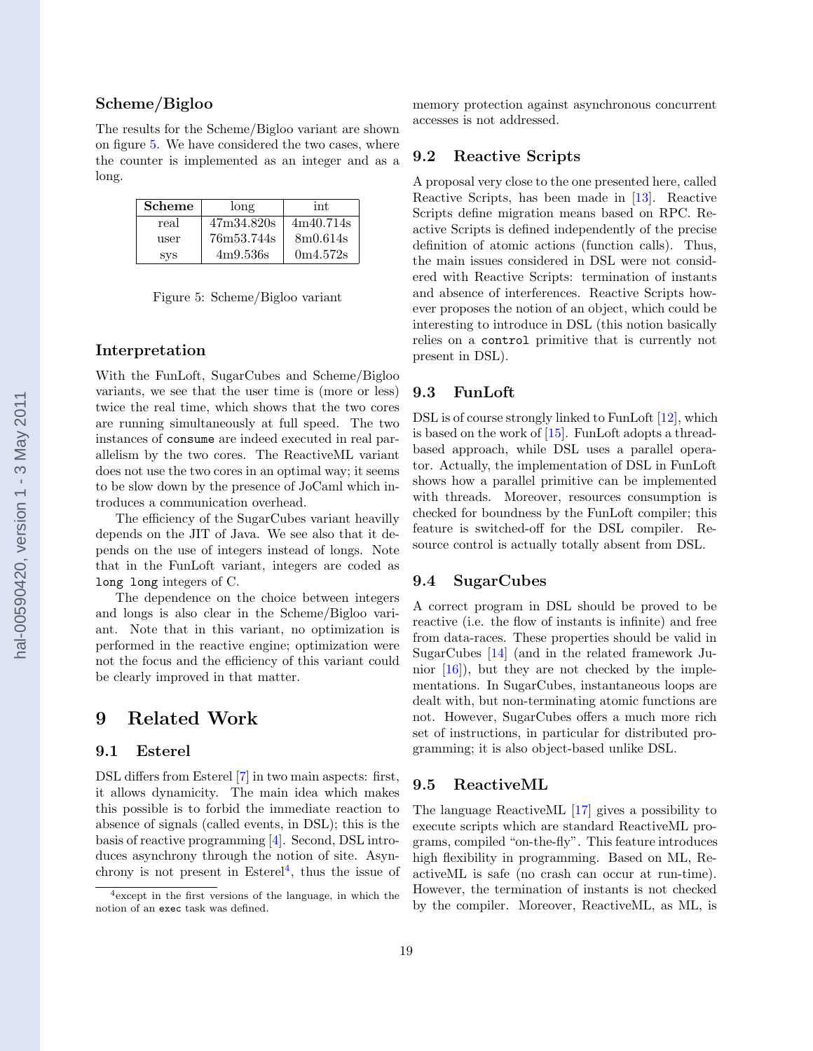### Scheme/Bigloo

The results for the Scheme/Bigloo variant are shown on figure 5. We have considered the two cases, where the counter is implemented as an integer and as a long.

| **Scheme** | long | int |
| --- | --- | --- |
| real | 47m34.820s | 4m40.714s |
| user | 76m53.744s | 8m0.614s |
| sys | 4m9.536s | 0m4.572s |

Figure 5: Scheme/Bigloo variant

### Interpretation

With the FunLoft, SugarCubes and Scheme/Bigloo variants, we see that the user time is (more or less) twice the real time, which shows that the two cores are running simultaneously at full speed. The two instances of `consume` are indeed executed in real parallelism by the two cores. The ReactiveML variant does not use the two cores in an optimal way; it seems to be slow down by the presence of JoCaml which introduces a communication overhead.

The efficiency of the SugarCubes variant heavilly depends on the JIT of Java. We see also that it depends on the use of integers instead of longs. Note that in the FunLoft variant, integers are coded as `long long` integers of C.

The dependence on the choice between integers and longs is also clear in the Scheme/Bigloo variant. Note that in this variant, no optimization is performed in the reactive engine; optimization were not the focus and the efficiency of this variant could be clearly improved in that matter.

# 9 Related Work

## 9.1 Esterel

DSL differs from Esterel [7] in two main aspects: first, it allows dynamicity. The main idea which makes this possible is to forbid the immediate reaction to absence of signals (called events, in DSL); this is the basis of reactive programming [4]. Second, DSL introduces asynchrony through the notion of site. Asynchrony is not present in Esterel[4], thus the issue of memory protection against asynchronous concurrent accesses is not addressed.

[4]except in the first versions of the language, in which the notion of an `exec` task was defined.

## 9.2 Reactive Scripts

A proposal very close to the one presented here, called Reactive Scripts, has been made in [13]. Reactive Scripts define migration means based on RPC. Reactive Scripts is defined independently of the precise definition of atomic actions (function calls). Thus, the main issues considered in DSL were not considered with Reactive Scripts: termination of instants and absence of interferences. Reactive Scripts however proposes the notion of an object, which could be interesting to introduce in DSL (this notion basically relies on a `control` primitive that is currently not present in DSL).

## 9.3 FunLoft

DSL is of course strongly linked to FunLoft [12], which is based on the work of [15]. FunLoft adopts a thread-based approach, while DSL uses a parallel operator. Actually, the implementation of DSL in FunLoft shows how a parallel primitive can be implemented with threads. Moreover, resources consumption is checked for boundness by the FunLoft compiler; this feature is switched-off for the DSL compiler. Resource control is actually totally absent from DSL.

## 9.4 SugarCubes

A correct program in DSL should be proved to be reactive (i.e. the flow of instants is infinite) and free from data-races. These properties should be valid in SugarCubes [14] (and in the related framework Junior [16]), but they are not checked by the implementations. In SugarCubes, instantaneous loops are dealt with, but non-terminating atomic functions are not. However, SugarCubes offers a much more rich set of instructions, in particular for distributed programming; it is also object-based unlike DSL.

## 9.5 ReactiveML

The language ReactiveML [17] gives a possibility to execute scripts which are standard ReactiveML programs, compiled "on-the-fly". This feature introduces high flexibility in programming. Based on ML, ReactiveML is safe (no crash can occur at run-time). However, the termination of instants is not checked by the compiler. Moreover, ReactiveML, as ML, is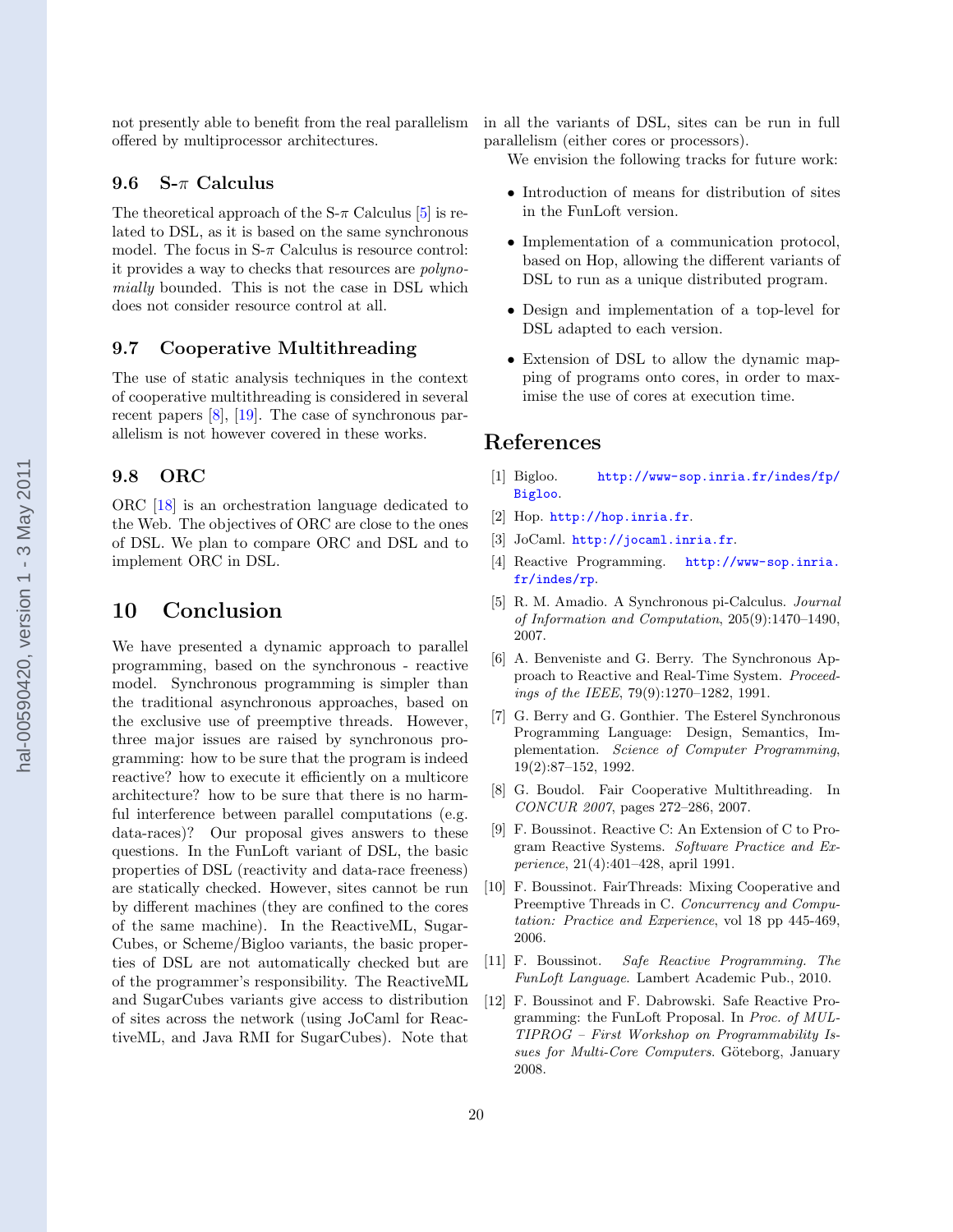not presently able to benefit from the real parallelism offered by multiprocessor architectures.

### 9.6 S-$\pi$ Calculus

The theoretical approach of the S-$\pi$ Calculus [5] is related to DSL, as it is based on the same synchronous model. The focus in S-$\pi$ Calculus is resource control: it provides a way to checks that resources are *polynomially* bounded. This is not the case in DSL which does not consider resource control at all.

### 9.7 Cooperative Multithreading

The use of static analysis techniques in the context of cooperative multithreading is considered in several recent papers [8], [19]. The case of synchronous parallelism is not however covered in these works.

### 9.8 ORC

ORC [18] is an orchestration language dedicated to the Web. The objectives of ORC are close to the ones of DSL. We plan to compare ORC and DSL and to implement ORC in DSL.

## 10 Conclusion

We have presented a dynamic approach to parallel programming, based on the synchronous - reactive model. Synchronous programming is simpler than the traditional asynchronous approaches, based on the exclusive use of preemptive threads. However, three major issues are raised by synchronous programming: how to be sure that the program is indeed reactive? how to execute it efficiently on a multicore architecture? how to be sure that there is no harmful interference between parallel computations (e.g. data-races)? Our proposal gives answers to these questions. In the FunLoft variant of DSL, the basic properties of DSL (reactivity and data-race freeness) are statically checked. However, sites cannot be run by different machines (they are confined to the cores of the same machine). In the ReactiveML, SugarCubes, or Scheme/Bigloo variants, the basic properties of DSL are not automatically checked but are of the programmer's responsibility. The ReactiveML and SugarCubes variants give access to distribution of sites across the network (using JoCaml for ReactiveML, and Java RMI for SugarCubes). Note that in all the variants of DSL, sites can be run in full parallelism (either cores or processors).

We envision the following tracks for future work:

- Introduction of means for distribution of sites in the FunLoft version.
- Implementation of a communication protocol, based on Hop, allowing the different variants of DSL to run as a unique distributed program.
- Design and implementation of a top-level for DSL adapted to each version.
- Extension of DSL to allow the dynamic mapping of programs onto cores, in order to maximise the use of cores at execution time.

## References

[1] Bigloo. http://www-sop.inria.fr/indes/fp/Bigloo.

[2] Hop. http://hop.inria.fr.

[3] JoCaml. http://jocaml.inria.fr.

[4] Reactive Programming. http://www-sop.inria.fr/indes/rp.

[5] R. M. Amadio. A Synchronous pi-Calculus. *Journal of Information and Computation*, 205(9):1470–1490, 2007.

[6] A. Benveniste and G. Berry. The Synchronous Approach to Reactive and Real-Time System. *Proceedings of the IEEE*, 79(9):1270–1282, 1991.

[7] G. Berry and G. Gonthier. The Esterel Synchronous Programming Language: Design, Semantics, Implementation. *Science of Computer Programming*, 19(2):87–152, 1992.

[8] G. Boudol. Fair Cooperative Multithreading. In *CONCUR 2007*, pages 272–286, 2007.

[9] F. Boussinot. Reactive C: An Extension of C to Program Reactive Systems. *Software Practice and Experience*, 21(4):401–428, april 1991.

[10] F. Boussinot. FairThreads: Mixing Cooperative and Preemptive Threads in C. *Concurrency and Computation: Practice and Experience*, vol 18 pp 445-469, 2006.

[11] F. Boussinot. *Safe Reactive Programming. The FunLoft Language*. Lambert Academic Pub., 2010.

[12] F. Boussinot and F. Dabrowski. Safe Reactive Programming: the FunLoft Proposal. In *Proc. of MULTIPROG – First Workshop on Programmability Issues for Multi-Core Computers*. Göteborg, January 2008.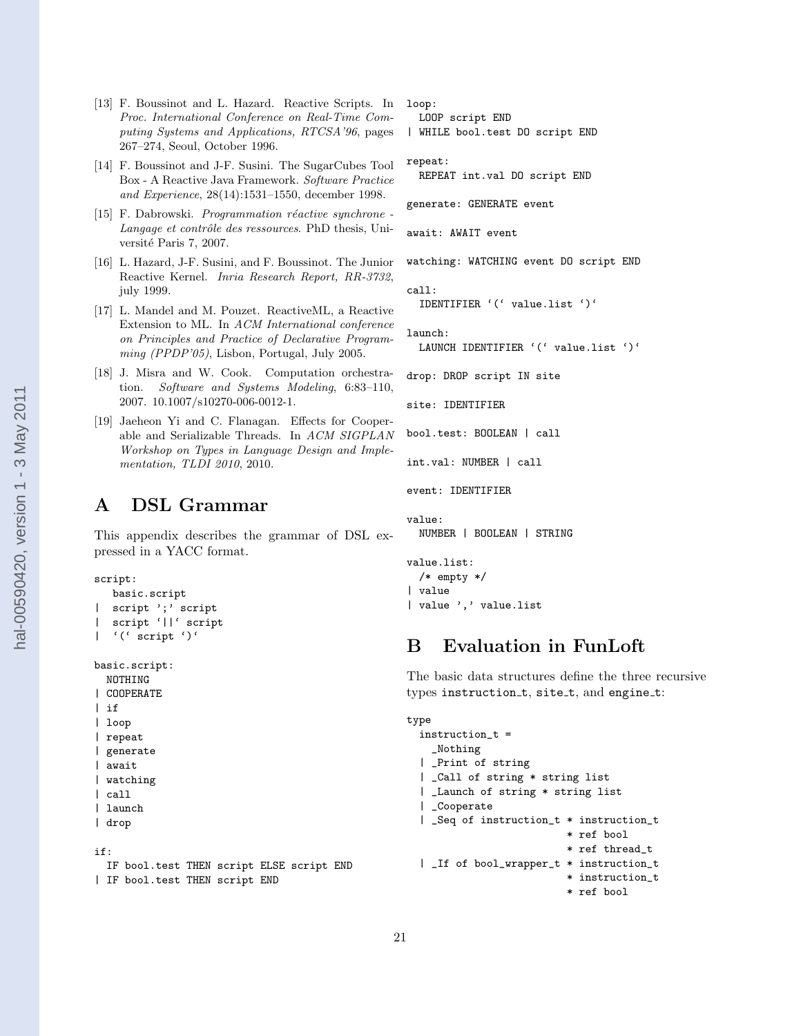[13] F. Boussinot and L. Hazard. Reactive Scripts. In *Proc. International Conference on Real-Time Computing Systems and Applications, RTCSA'96*, pages 267–274, Seoul, October 1996.

[14] F. Boussinot and J-F. Susini. The SugarCubes Tool Box - A Reactive Java Framework. *Software Practice and Experience*, 28(14):1531–1550, december 1998.

[15] F. Dabrowski. *Programmation réactive synchrone - Langage et contrôle des ressources*. PhD thesis, Université Paris 7, 2007.

[16] L. Hazard, J-F. Susini, and F. Boussinot. The Junior Reactive Kernel. *Inria Research Report, RR-3732*, july 1999.

[17] L. Mandel and M. Pouzet. ReactiveML, a Reactive Extension to ML. In *ACM International conference on Principles and Practice of Declarative Programming (PPDP'05)*, Lisbon, Portugal, July 2005.

[18] J. Misra and W. Cook. Computation orchestration. *Software and Systems Modeling*, 6:83–110, 2007. 10.1007/s10270-006-0012-1.

[19] Jaeheon Yi and C. Flanagan. Effects for Cooperable and Serializable Threads. In *ACM SIGPLAN Workshop on Types in Language Design and Implementation, TLDI 2010*, 2010.

# A DSL Grammar

This appendix describes the grammar of DSL expressed in a YACC format.

```
script:
   basic.script
|  script ';' script
|  script '||' script
|  '(' script ')'

basic.script:
  NOTHING
| COOPERATE
| if
| loop
| repeat
| generate
| await
| watching
| call
| launch
| drop

if:
  IF bool.test THEN script ELSE script END
| IF bool.test THEN script END

loop:
  LOOP script END
| WHILE bool.test DO script END

repeat:
  REPEAT int.val DO script END

generate: GENERATE event

await: AWAIT event

watching: WATCHING event DO script END

call:
  IDENTIFIER '(' value.list ')'

launch:
  LAUNCH IDENTIFIER '(' value.list ')'

drop: DROP script IN site

site: IDENTIFIER

bool.test: BOOLEAN | call

int.val: NUMBER | call

event: IDENTIFIER

value:
  NUMBER | BOOLEAN | STRING

value.list:
  /* empty */
| value
| value ',' value.list
```

# B Evaluation in FunLoft

The basic data structures define the three recursive types instruction_t, site_t, and engine_t:

```
type
  instruction_t =
    _Nothing
  | _Print of string
  | _Call of string * string list
  | _Launch of string * string list
  | _Cooperate
  | _Seq of instruction_t * instruction_t
                        * ref bool
                        * ref thread_t
  | _If of bool_wrapper_t * instruction_t
                        * instruction_t
                        * ref bool
```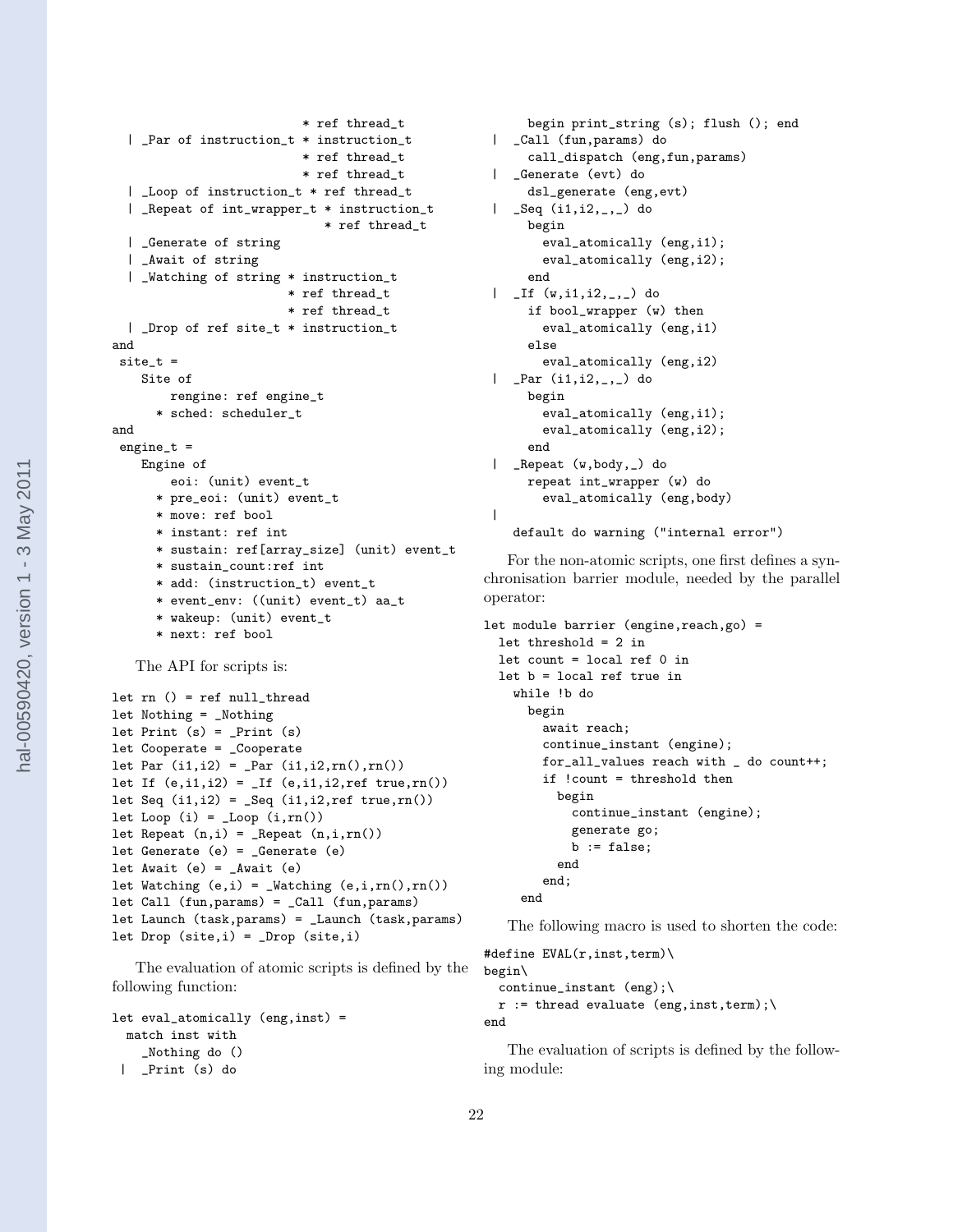```
                          * ref thread_t
  | _Par of instruction_t * instruction_t
                          * ref thread_t
                          * ref thread_t
  | _Loop of instruction_t * ref thread_t
  | _Repeat of int_wrapper_t * instruction_t
                             * ref thread_t
  | _Generate of string
  | _Await of string
  | _Watching of string * instruction_t
                        * ref thread_t
                        * ref thread_t
  | _Drop of ref site_t * instruction_t
and
 site_t =
    Site of
        rengine: ref engine_t
      * sched: scheduler_t
and
 engine_t =
    Engine of
        eoi: (unit) event_t
      * pre_eoi: (unit) event_t
      * move: ref bool
      * instant: ref int
      * sustain: ref[array_size] (unit) event_t
      * sustain_count:ref int
      * add: (instruction_t) event_t
      * event_env: ((unit) event_t) aa_t
      * wakeup: (unit) event_t
      * next: ref bool
```

The API for scripts is:

```
let rn () = ref null_thread
let Nothing = _Nothing
let Print (s) = _Print (s)
let Cooperate = _Cooperate
let Par (i1,i2) = _Par (i1,i2,rn(),rn())
let If (e,i1,i2) = _If (e,i1,i2,ref true,rn())
let Seq (i1,i2) = _Seq (i1,i2,ref true,rn())
let Loop (i) = _Loop (i,rn())
let Repeat (n,i) = _Repeat (n,i,rn())
let Generate (e) = _Generate (e)
let Await (e) = _Await (e)
let Watching (e,i) = _Watching (e,i,rn(),rn())
let Call (fun,params) = _Call (fun,params)
let Launch (task,params) = _Launch (task,params)
let Drop (site,i) = _Drop (site,i)
```

The evaluation of atomic scripts is defined by the following function:

```
let eval_atomically (eng,inst) =
  match inst with
    _Nothing do ()
 |  _Print (s) do
      begin print_string (s); flush (); end
 |  _Call (fun,params) do
      call_dispatch (eng,fun,params)
 |  _Generate (evt) do
      dsl_generate (eng,evt)
 |  _Seq (i1,i2,_,_) do
      begin
        eval_atomically (eng,i1);
        eval_atomically (eng,i2);
      end
 |  _If (w,i1,i2,_,_) do
      if bool_wrapper (w) then
        eval_atomically (eng,i1)
      else
        eval_atomically (eng,i2)
 |  _Par (i1,i2,_,_) do
      begin
        eval_atomically (eng,i1);
        eval_atomically (eng,i2);
      end
 |  _Repeat (w,body,_) do
      repeat int_wrapper (w) do
        eval_atomically (eng,body)
 |
    default do warning ("internal error")
```

For the non-atomic scripts, one first defines a synchronisation barrier module, needed by the parallel operator:

```
let module barrier (engine,reach,go) =
  let threshold = 2 in
  let count = local ref 0 in
  let b = local ref true in
    while !b do
      begin
        await reach;
        continue_instant (engine);
        for_all_values reach with _ do count++;
        if !count = threshold then
          begin
            continue_instant (engine);
            generate go;
            b := false;
          end
        end;
    end
```

The following macro is used to shorten the code:

```
#define EVAL(r,inst,term)\
begin\
  continue_instant (eng);\
  r := thread evaluate (eng,inst,term);\
end
```

The evaluation of scripts is defined by the following module: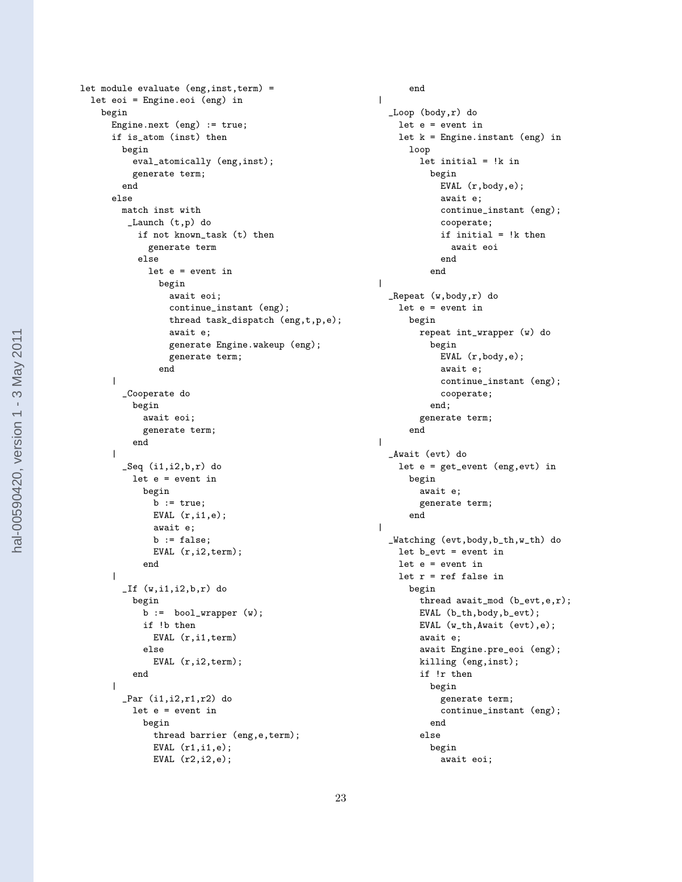```
let module evaluate (eng,inst,term) =
  let eoi = Engine.eoi (eng) in
    begin
      Engine.next (eng) := true;
      if is_atom (inst) then
        begin
          eval_atomically (eng,inst);
          generate term;
        end
      else
        match inst with
         _Launch (t,p) do
           if not known_task (t) then
             generate term
           else
             let e = event in
               begin
                 await eoi;
                 continue_instant (eng);
                 thread task_dispatch (eng,t,p,e);
                 await e;
                 generate Engine.wakeup (eng);
                 generate term;
               end
      |
        _Cooperate do
          begin
            await eoi;
            generate term;
          end
      |
        _Seq (i1,i2,b,r) do
          let e = event in
            begin
              b := true;
              EVAL (r,i1,e);
              await e;
              b := false;
              EVAL (r,i2,term);
            end
      |
        _If (w,i1,i2,b,r) do
          begin
            b :=  bool_wrapper (w);
            if !b then
              EVAL (r,i1,term)
            else
              EVAL (r,i2,term);
          end
      |
        _Par (i1,i2,r1,r2) do
          let e = event in
            begin
              thread barrier (eng,e,term);
              EVAL (r1,i1,e);
              EVAL (r2,i2,e);
            end
      |
        _Loop (body,r) do
          let e = event in
          let k = Engine.instant (eng) in
            loop
              let initial = !k in
                begin
                  EVAL (r,body,e);
                  await e;
                  continue_instant (eng);
                  cooperate;
                  if initial = !k then
                    await eoi
                  end
                end
      |
        _Repeat (w,body,r) do
          let e = event in
            begin
              repeat int_wrapper (w) do
                begin
                  EVAL (r,body,e);
                  await e;
                  continue_instant (eng);
                  cooperate;
                end;
              generate term;
            end
      |
        _Await (evt) do
          let e = get_event (eng,evt) in
            begin
              await e;
              generate term;
            end
      |
        _Watching (evt,body,b_th,w_th) do
          let b_evt = event in
          let e = event in
          let r = ref false in
            begin
              thread await_mod (b_evt,e,r);
              EVAL (b_th,body,b_evt);
              EVAL (w_th,Await (evt),e);
              await e;
              await Engine.pre_eoi (eng);
              killing (eng,inst);
              if !r then
                begin
                  generate term;
                  continue_instant (eng);
                end
              else
                begin
                  await eoi;
```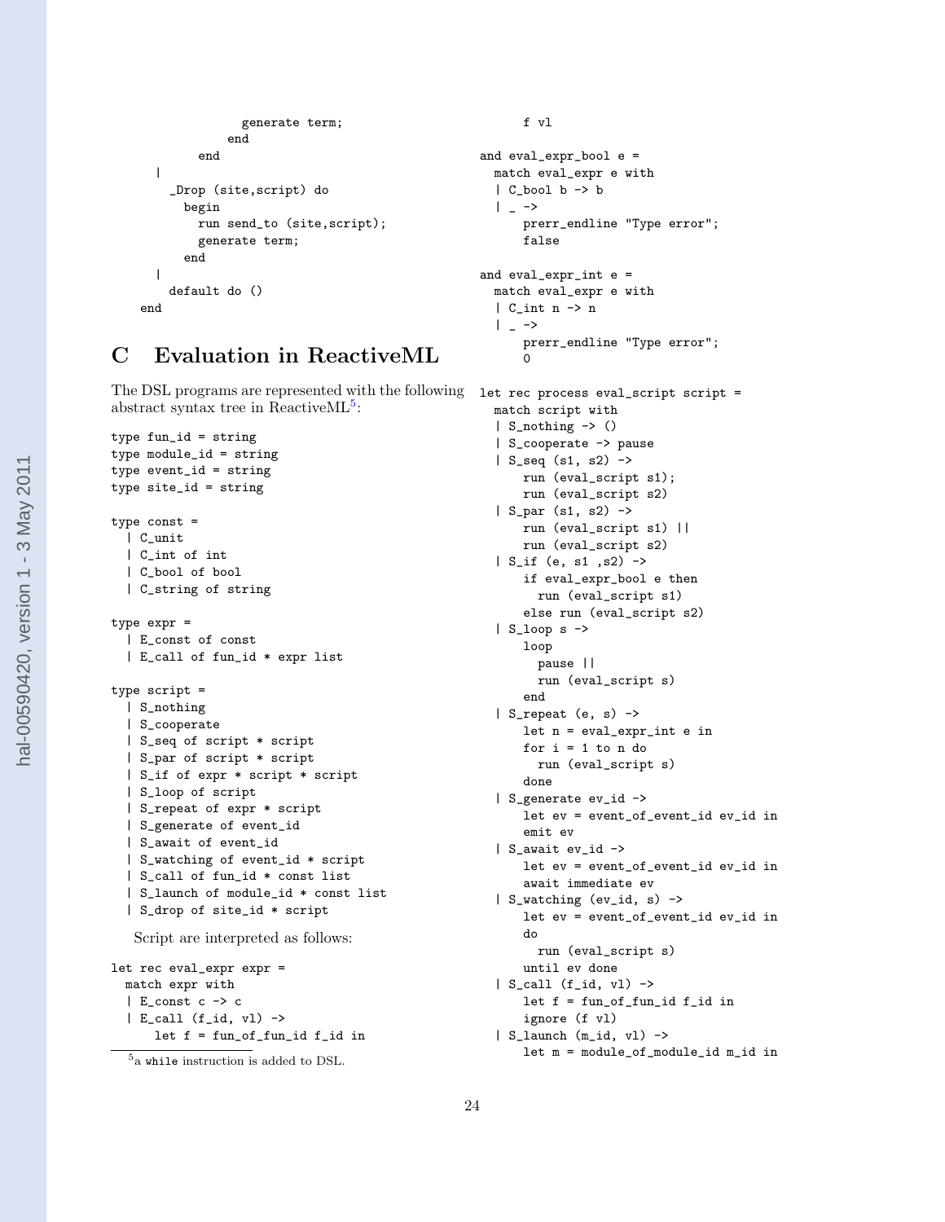```
                generate term;
              end
          end
      |
        _Drop (site,script) do
          begin
            run send_to (site,script);
            generate term;
          end
      |
        default do ()
    end
```

## C Evaluation in ReactiveML

The DSL programs are represented with the following abstract syntax tree in ReactiveML[5]:

```
type fun_id = string
type module_id = string
type event_id = string
type site_id = string

type const =
  | C_unit
  | C_int of int
  | C_bool of bool
  | C_string of string

type expr =
  | E_const of const
  | E_call of fun_id * expr list

type script =
  | S_nothing
  | S_cooperate
  | S_seq of script * script
  | S_par of script * script
  | S_if of expr * script * script
  | S_loop of script
  | S_repeat of expr * script
  | S_generate of event_id
  | S_await of event_id
  | S_watching of event_id * script
  | S_call of fun_id * const list
  | S_launch of module_id * const list
  | S_drop of site_id * script
```

Script are interpreted as follows:

```
let rec eval_expr expr =
  match expr with
  | E_const c -> c
  | E_call (f_id, vl) ->
      let f = fun_of_fun_id f_id in
      f vl

and eval_expr_bool e =
  match eval_expr e with
  | C_bool b -> b
  | _ ->
      prerr_endline "Type error";
      false

and eval_expr_int e =
  match eval_expr e with
  | C_int n -> n
  | _ ->
      prerr_endline "Type error";
      0

let rec process eval_script script =
  match script with
  | S_nothing -> ()
  | S_cooperate -> pause
  | S_seq (s1, s2) ->
      run (eval_script s1);
      run (eval_script s2)
  | S_par (s1, s2) ->
      run (eval_script s1) ||
      run (eval_script s2)
  | S_if (e, s1 ,s2) ->
      if eval_expr_bool e then
        run (eval_script s1)
      else run (eval_script s2)
  | S_loop s ->
      loop
        pause ||
        run (eval_script s)
      end
  | S_repeat (e, s) ->
      let n = eval_expr_int e in
      for i = 1 to n do
        run (eval_script s)
      done
  | S_generate ev_id ->
      let ev = event_of_event_id ev_id in
      emit ev
  | S_await ev_id ->
      let ev = event_of_event_id ev_id in
      await immediate ev
  | S_watching (ev_id, s) ->
      let ev = event_of_event_id ev_id in
      do
        run (eval_script s)
      until ev done
  | S_call (f_id, vl) ->
      let f = fun_of_fun_id f_id in
      ignore (f vl)
  | S_launch (m_id, vl) ->
      let m = module_of_module_id m_id in
```

[5] a `while` instruction is added to DSL.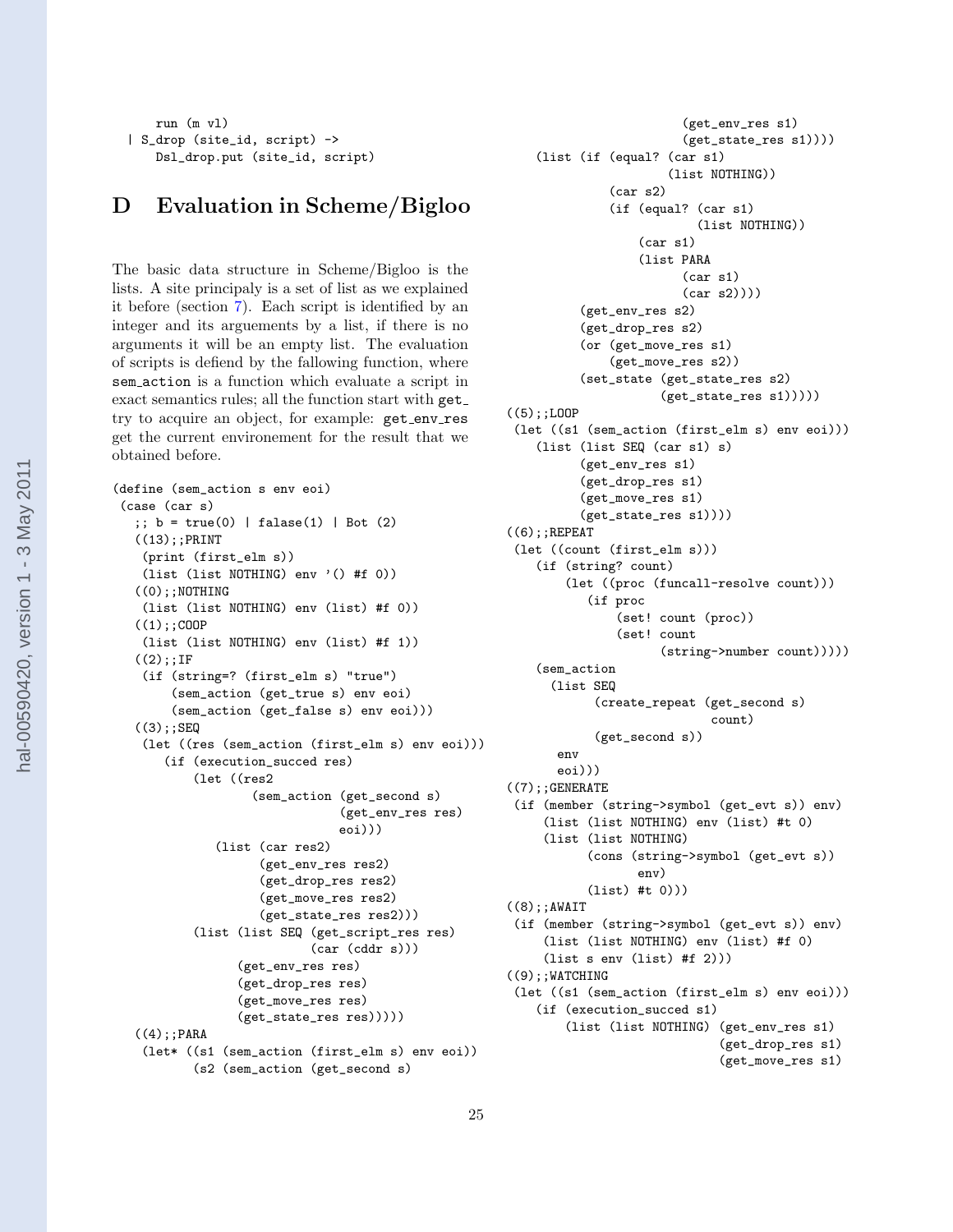```
    run (m vl)
| S_drop (site_id, script) ->
    Dsl_drop.put (site_id, script)
```

## D Evaluation in Scheme/Bigloo

The basic data structure in Scheme/Bigloo is the lists. A site principaly is a set of list as we explained it before (section 7). Each script is identified by an integer and its arguements by a list, if there is no arguments it will be an empty list. The evaluation of scripts is defiend by the fallowing function, where sem_action is a function which evaluate a script in exact semantics rules; all the function start with get_ try to acquire an object, for example: get_env_res get the current environement for the result that we obtained before.

```
(define (sem_action s env eoi)
 (case (car s)
   ;; b = true(0) | falase(1) | Bot (2)
   ((13);;PRINT
    (print (first_elm s))
    (list (list NOTHING) env '() #f 0))
   ((0);;NOTHING
    (list (list NOTHING) env (list) #f 0))
   ((1);;COOP
    (list (list NOTHING) env (list) #f 1))
   ((2);;IF
    (if (string=? (first_elm s) "true")
        (sem_action (get_true s) env eoi)
        (sem_action (get_false s) env eoi)))
   ((3);;SEQ
    (let ((res (sem_action (first_elm s) env eoi)))
       (if (execution_succed res)
           (let ((res2
                   (sem_action (get_second s)
                               (get_env_res res)
                               eoi)))
              (list (car res2)
                    (get_env_res res2)
                    (get_drop_res res2)
                    (get_move_res res2)
                    (get_state_res res2)))
           (list (list SEQ (get_script_res res)
                           (car (cddr s)))
                 (get_env_res res)
                 (get_drop_res res)
                 (get_move_res res)
                 (get_state_res res)))))
   ((4);;PARA
    (let* ((s1 (sem_action (first_elm s) env eoi))
           (s2 (sem_action (get_second s)
                           (get_env_res s1)
                           (get_state_res s1))))
       (list (if (equal? (car s1)
                         (list NOTHING))
                 (car s2)
                 (if (equal? (car s1)
                             (list NOTHING))
                     (car s1)
                     (list PARA
                           (car s1)
                           (car s2))))
             (get_env_res s2)
             (get_drop_res s2)
             (or (get_move_res s1)
                 (get_move_res s2))
             (set_state (get_state_res s2)
                        (get_state_res s1)))))
((5);;LOOP
 (let ((s1 (sem_action (first_elm s) env eoi)))
    (list (list SEQ (car s1) s)
          (get_env_res s1)
          (get_drop_res s1)
          (get_move_res s1)
          (get_state_res s1))))
((6);;REPEAT
 (let ((count (first_elm s)))
    (if (string? count)
        (let ((proc (funcall-resolve count)))
           (if proc
               (set! count (proc))
               (set! count
                     (string->number count)))))
    (sem_action
      (list SEQ
            (create_repeat (get_second s)
                           count)
            (get_second s))
      env
      eoi)))
((7);;GENERATE
 (if (member (string->symbol (get_evt s)) env)
     (list (list NOTHING) env (list) #t 0)
     (list (list NOTHING)
           (cons (string->symbol (get_evt s))
                 env)
           (list) #t 0)))
((8);;AWAIT
 (if (member (string->symbol (get_evt s)) env)
     (list (list NOTHING) env (list) #f 0)
     (list s env (list) #f 2)))
((9);;WATCHING
 (let ((s1 (sem_action (first_elm s) env eoi)))
    (if (execution_succed s1)
        (list (list NOTHING) (get_env_res s1)
                             (get_drop_res s1)
                             (get_move_res s1)
```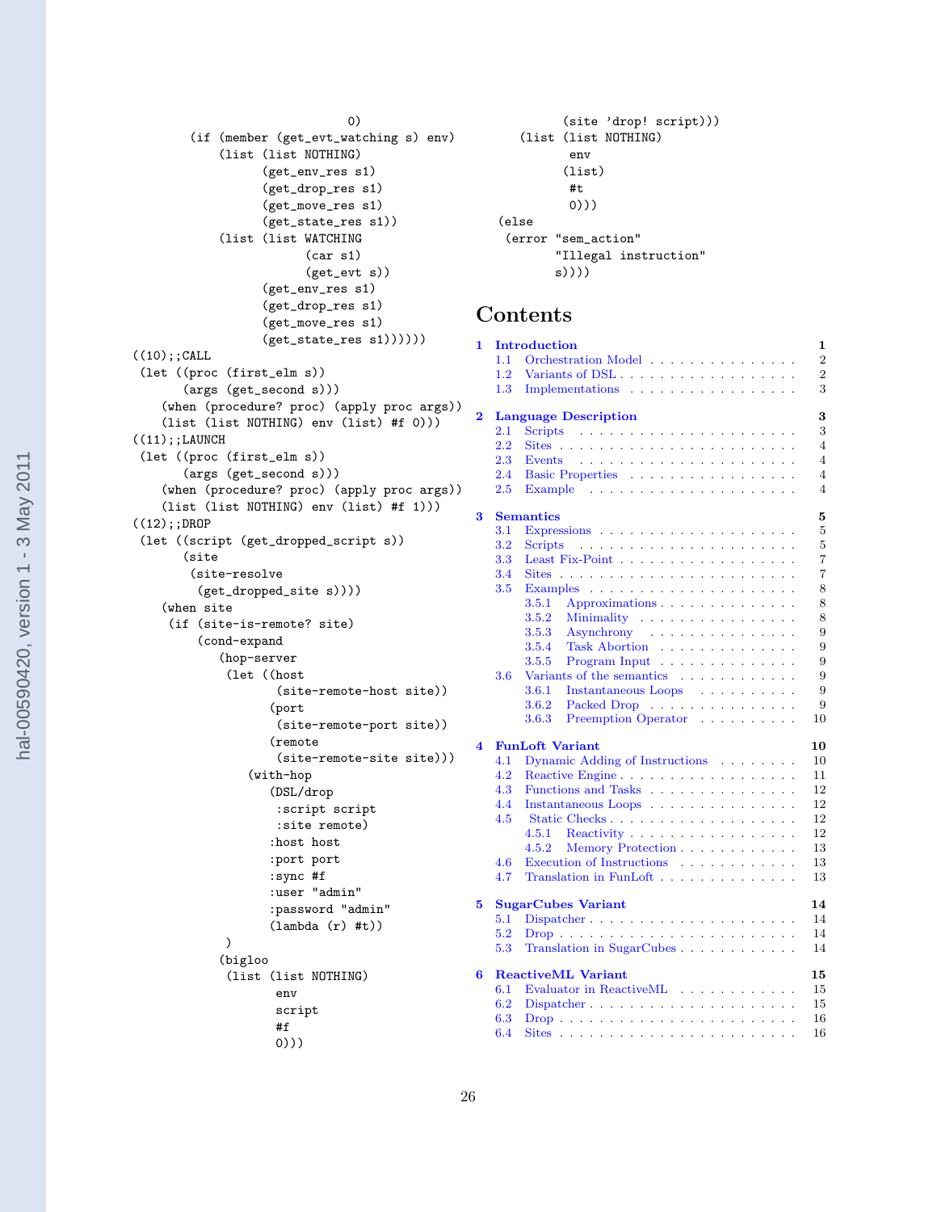```
                                0)
        (if (member (get_evt_watching s) env)
            (list (list NOTHING)
                  (get_env_res s1)
                  (get_drop_res s1)
                  (get_move_res s1)
                  (get_state_res s1))
            (list (list WATCHING
                        (car s1)
                        (get_evt s))
                  (get_env_res s1)
                  (get_drop_res s1)
                  (get_move_res s1)
                  (get_state_res s1))))))
((10);;CALL
 (let ((proc (first_elm s))
       (args (get_second s)))
    (when (procedure? proc) (apply proc args))
    (list (list NOTHING) env (list) #f 0)))
((11);;LAUNCH
 (let ((proc (first_elm s))
       (args (get_second s)))
    (when (procedure? proc) (apply proc args))
    (list (list NOTHING) env (list) #f 1)))
((12);;DROP
 (let ((script (get_dropped_script s))
       (site
        (site-resolve
         (get_dropped_site s))))
    (when site
     (if (site-is-remote? site)
         (cond-expand
            (hop-server
             (let ((host
                    (site-remote-host site))
                   (port
                    (site-remote-port site))
                   (remote
                    (site-remote-site site)))
                (with-hop
                   (DSL/drop
                    :script script
                    :site remote)
                   :host host
                   :port port
                   :sync #f
                   :user "admin"
                   :password "admin"
                   (lambda (r) #t))
             )
            (bigloo
             (list (list NOTHING)
                   env
                   script
                   #f
                   0)))
                 (site 'drop! script)))
         (list (list NOTHING)
                env
               (list)
                #t
                0)))
    (else
     (error "sem_action"
            "Illegal instruction"
            s))))
```

# Contents

**1 Introduction** — 1
- 1.1 Orchestration Model — 2
- 1.2 Variants of DSL — 2
- 1.3 Implementations — 3

**2 Language Description** — 3
- 2.1 Scripts — 3
- 2.2 Sites — 4
- 2.3 Events — 4
- 2.4 Basic Properties — 4
- 2.5 Example — 4

**3 Semantics** — 5
- 3.1 Expressions — 5
- 3.2 Scripts — 5
- 3.3 Least Fix-Point — 7
- 3.4 Sites — 7
- 3.5 Examples — 8
  - 3.5.1 Approximations — 8
  - 3.5.2 Minimality — 8
  - 3.5.3 Asynchrony — 9
  - 3.5.4 Task Abortion — 9
  - 3.5.5 Program Input — 9
- 3.6 Variants of the semantics — 9
  - 3.6.1 Instantaneous Loops — 9
  - 3.6.2 Packed Drop — 9
  - 3.6.3 Preemption Operator — 10

**4 FunLoft Variant** — 10
- 4.1 Dynamic Adding of Instructions — 10
- 4.2 Reactive Engine — 11
- 4.3 Functions and Tasks — 12
- 4.4 Instantaneous Loops — 12
- 4.5 Static Checks — 12
  - 4.5.1 Reactivity — 12
  - 4.5.2 Memory Protection — 13
- 4.6 Execution of Instructions — 13
- 4.7 Translation in FunLoft — 13

**5 SugarCubes Variant** — 14
- 5.1 Dispatcher — 14
- 5.2 Drop — 14
- 5.3 Translation in SugarCubes — 14

**6 ReactiveML Variant** — 15
- 6.1 Evaluator in ReactiveML — 15
- 6.2 Dispatcher — 15
- 6.3 Drop — 16
- 6.4 Sites — 16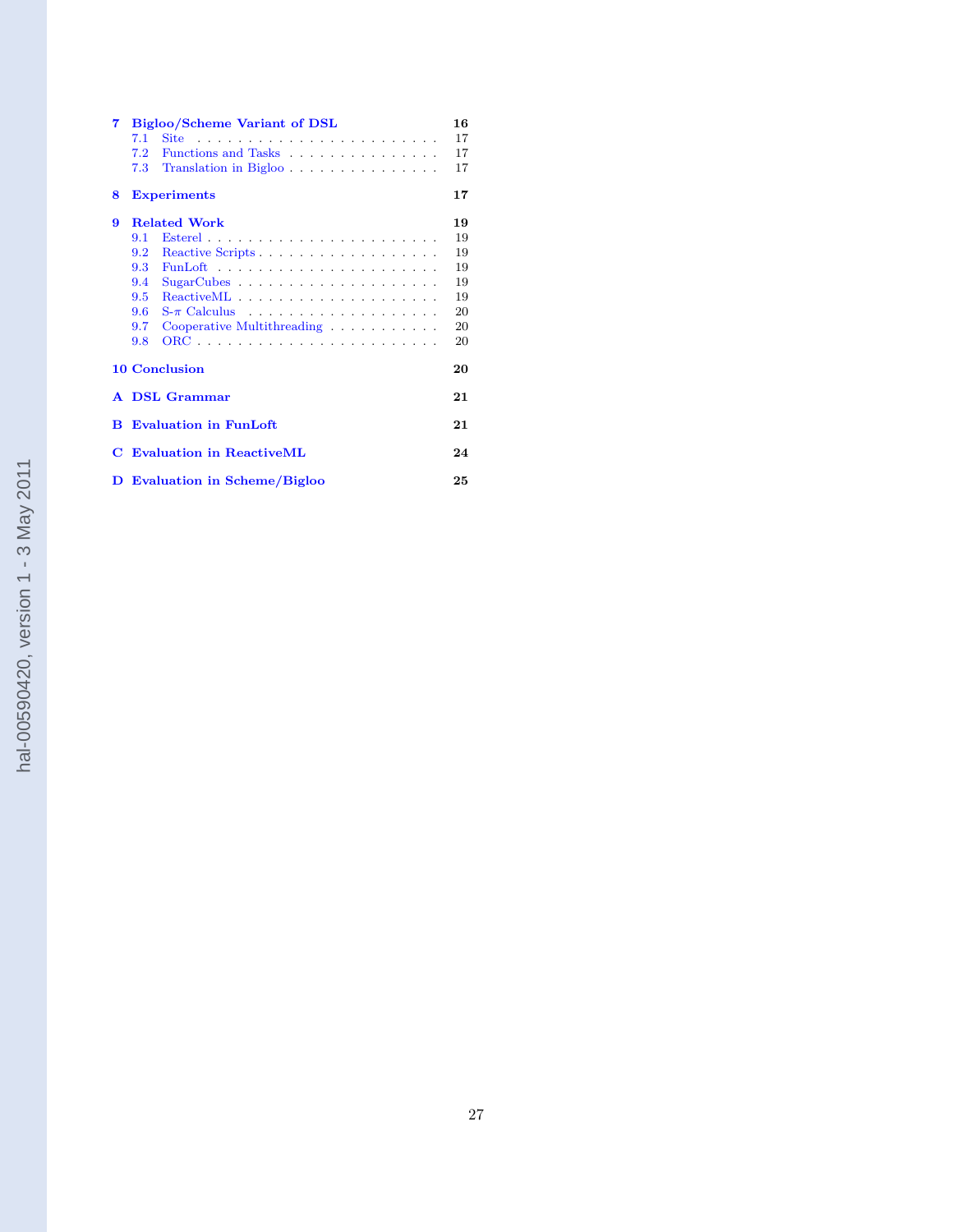7 Bigloo/Scheme Variant of DSL 16
- 7.1 Site 17
- 7.2 Functions and Tasks 17
- 7.3 Translation in Bigloo 17

8 Experiments 17

9 Related Work 19
- 9.1 Esterel 19
- 9.2 Reactive Scripts 19
- 9.3 FunLoft 19
- 9.4 SugarCubes 19
- 9.5 ReactiveML 19
- 9.6 S-$\pi$ Calculus 20
- 9.7 Cooperative Multithreading 20
- 9.8 ORC 20

10 Conclusion 20

A DSL Grammar 21

B Evaluation in FunLoft 21

C Evaluation in ReactiveML 24

D Evaluation in Scheme/Bigloo 25